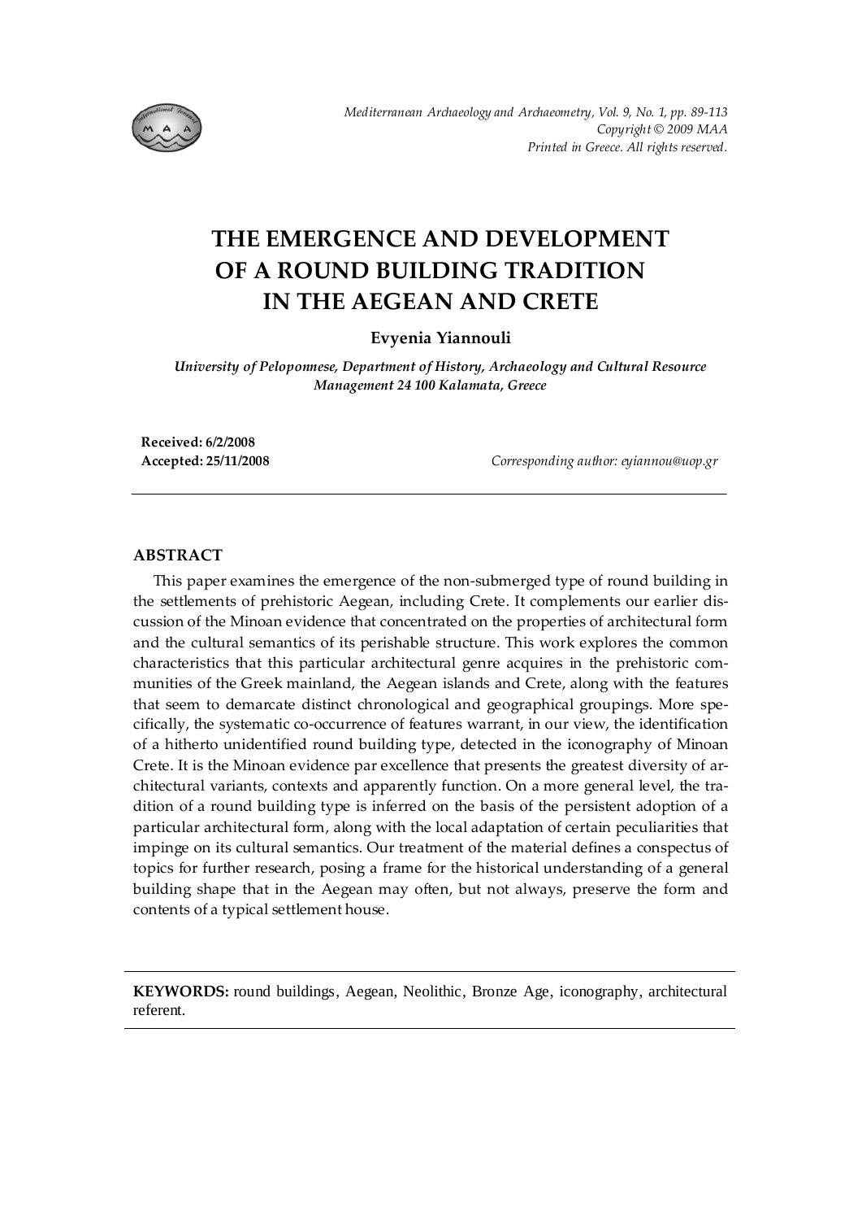# THE EMERGENCE AND DEVELOPMENT OF A ROUND BUILDING TRADITION IN THE AEGEAN AND CRETE

**Evyenia Yiannouli**

*University of Peloponnese, Department of History, Archaeology and Cultural Resource Management 24 100 Kalamata, Greece*

**Received: 6/2/2008**
**Accepted: 25/11/2008**

*Corresponding author: eyiannou@uop.gr*

## ABSTRACT

This paper examines the emergence of the non-submerged type of round building in the settlements of prehistoric Aegean, including Crete. It complements our earlier discussion of the Minoan evidence that concentrated on the properties of architectural form and the cultural semantics of its perishable structure. This work explores the common characteristics that this particular architectural genre acquires in the prehistoric communities of the Greek mainland, the Aegean islands and Crete, along with the features that seem to demarcate distinct chronological and geographical groupings. More specifically, the systematic co-occurrence of features warrant, in our view, the identification of a hitherto unidentified round building type, detected in the iconography of Minoan Crete. It is the Minoan evidence par excellence that presents the greatest diversity of architectural variants, contexts and apparently function. On a more general level, the tradition of a round building type is inferred on the basis of the persistent adoption of a particular architectural form, along with the local adaptation of certain peculiarities that impinge on its cultural semantics. Our treatment of the material defines a conspectus of topics for further research, posing a frame for the historical understanding of a general building shape that in the Aegean may often, but not always, preserve the form and contents of a typical settlement house.

**KEYWORDS:** round buildings, Aegean, Neolithic, Bronze Age, iconography, architectural referent.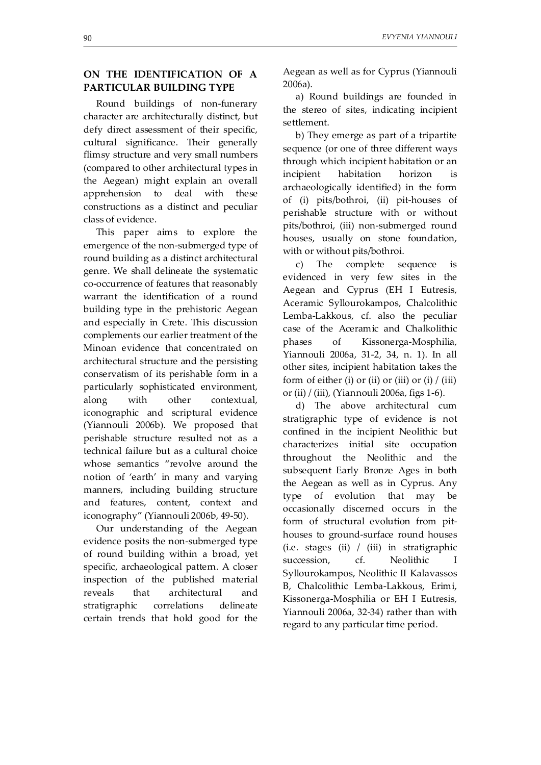## ON THE IDENTIFICATION OF A PARTICULAR BUILDING TYPE

Round buildings of non-funerary character are architecturally distinct, but defy direct assessment of their specific, cultural significance. Their generally flimsy structure and very small numbers (compared to other architectural types in the Aegean) might explain an overall apprehension to deal with these constructions as a distinct and peculiar class of evidence.

This paper aims to explore the emergence of the non-submerged type of round building as a distinct architectural genre. We shall delineate the systematic co-occurrence of features that reasonably warrant the identification of a round building type in the prehistoric Aegean and especially in Crete. This discussion complements our earlier treatment of the Minoan evidence that concentrated on architectural structure and the persisting conservatism of its perishable form in a particularly sophisticated environment, along with other contextual, iconographic and scriptural evidence (Yiannouli 2006b). We proposed that perishable structure resulted not as a technical failure but as a cultural choice whose semantics "revolve around the notion of 'earth' in many and varying manners, including building structure and features, content, context and iconography" (Yiannouli 2006b, 49-50).

Our understanding of the Aegean evidence posits the non-submerged type of round building within a broad, yet specific, archaeological pattern. A closer inspection of the published material reveals that architectural and stratigraphic correlations delineate certain trends that hold good for the Aegean as well as for Cyprus (Yiannouli 2006a).

a) Round buildings are founded in the stereo of sites, indicating incipient settlement.

b) They emerge as part of a tripartite sequence (or one of three different ways through which incipient habitation or an incipient habitation horizon is archaeologically identified) in the form of (i) pits/bothroi, (ii) pit-houses of perishable structure with or without pits/bothroi, (iii) non-submerged round houses, usually on stone foundation, with or without pits/bothroi.

c) The complete sequence is evidenced in very few sites in the Aegean and Cyprus (EH I Eutresis, Aceramic Syllourokampos, Chalcolithic Lemba-Lakkous, cf. also the peculiar case of the Aceramic and Chalkolithic phases of Kissonerga-Mosphilia, Yiannouli 2006a, 31-2, 34, n. 1). In all other sites, incipient habitation takes the form of either (i) or (ii) or (iii) or (i) / (iii) or (ii) / (iii), (Yiannouli 2006a, figs 1-6).

d) The above architectural cum stratigraphic type of evidence is not confined in the incipient Neolithic but characterizes initial site occupation throughout the Neolithic and the subsequent Early Bronze Ages in both the Aegean as well as in Cyprus. Any type of evolution that may be occasionally discerned occurs in the form of structural evolution from pit-houses to ground-surface round houses (i.e. stages (ii) / (iii) in stratigraphic succession, cf. Neolithic I Syllourokampos, Neolithic II Kalavassos B, Chalcolithic Lemba-Lakkous, Erimi, Kissonerga-Mosphilia or EH I Eutresis, Yiannouli 2006a, 32-34) rather than with regard to any particular time period.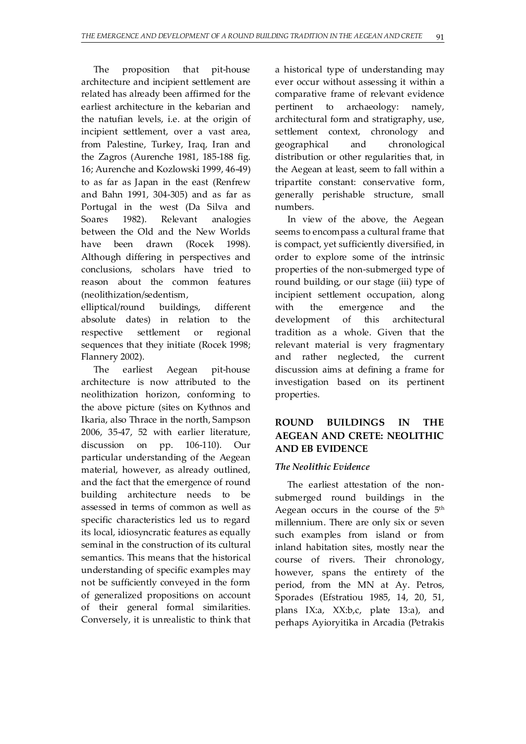The proposition that pit-house architecture and incipient settlement are related has already been affirmed for the earliest architecture in the kebarian and the natufian levels, i.e. at the origin of incipient settlement, over a vast area, from Palestine, Turkey, Iraq, Iran and the Zagros (Aurenche 1981, 185-188 fig. 16; Aurenche and Kozlowski 1999, 46-49) to as far as Japan in the east (Renfrew and Bahn 1991, 304-305) and as far as Portugal in the west (Da Silva and Soares 1982). Relevant analogies between the Old and the New Worlds have been drawn (Rocek 1998). Although differing in perspectives and conclusions, scholars have tried to reason about the common features (neolithization/sedentism, elliptical/round buildings, different absolute dates) in relation to the respective settlement or regional sequences that they initiate (Rocek 1998; Flannery 2002).

The earliest Aegean pit-house architecture is now attributed to the neolithization horizon, conforming to the above picture (sites on Kythnos and Ikaria, also Thrace in the north, Sampson 2006, 35-47, 52 with earlier literature, discussion on pp. 106-110). Our particular understanding of the Aegean material, however, as already outlined, and the fact that the emergence of round building architecture needs to be assessed in terms of common as well as specific characteristics led us to regard its local, idiosyncratic features as equally seminal in the construction of its cultural semantics. This means that the historical understanding of specific examples may not be sufficiently conveyed in the form of generalized propositions on account of their general formal similarities. Conversely, it is unrealistic to think that a historical type of understanding may ever occur without assessing it within a comparative frame of relevant evidence pertinent to archaeology: namely, architectural form and stratigraphy, use, settlement context, chronology and geographical and chronological distribution or other regularities that, in the Aegean at least, seem to fall within a tripartite constant: conservative form, generally perishable structure, small numbers.

In view of the above, the Aegean seems to encompass a cultural frame that is compact, yet sufficiently diversified, in order to explore some of the intrinsic properties of the non-submerged type of round building, or our stage (iii) type of incipient settlement occupation, along with the emergence and the development of this architectural tradition as a whole. Given that the relevant material is very fragmentary and rather neglected, the current discussion aims at defining a frame for investigation based on its pertinent properties.

## ROUND BUILDINGS IN THE AEGEAN AND CRETE: NEOLITHIC AND EB EVIDENCE

### *The Neolithic Evidence*

The earliest attestation of the non-submerged round buildings in the Aegean occurs in the course of the 5th millennium. There are only six or seven such examples from island or from inland habitation sites, mostly near the course of rivers. Their chronology, however, spans the entirety of the period, from the MN at Ay. Petros, Sporades (Efstratiou 1985, 14, 20, 51, plans IX:a, XX:b,c, plate 13:a), and perhaps Ayioryitika in Arcadia (Petrakis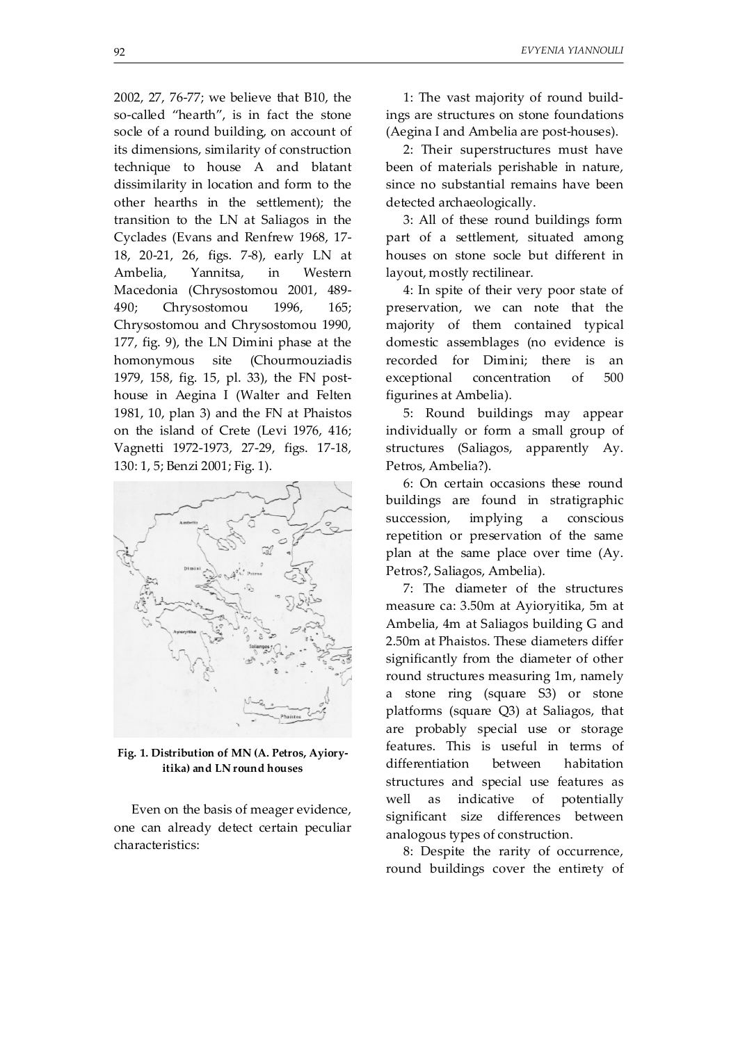2002, 27, 76-77; we believe that B10, the so-called "hearth", is in fact the stone socle of a round building, on account of its dimensions, similarity of construction technique to house A and blatant dissimilarity in location and form to the other hearths in the settlement); the transition to the LN at Saliagos in the Cyclades (Evans and Renfrew 1968, 17-18, 20-21, 26, figs. 7-8), early LN at Ambelia, Yannitsa, in Western Macedonia (Chrysostomou 2001, 489-490; Chrysostomou 1996, 165; Chrysostomou and Chrysostomou 1990, 177, fig. 9), the LN Dimini phase at the homonymous site (Chourmouziadis 1979, 158, fig. 15, pl. 33), the FN post-house in Aegina I (Walter and Felten 1981, 10, plan 3) and the FN at Phaistos on the island of Crete (Levi 1976, 416; Vagnetti 1972-1973, 27-29, figs. 17-18, 130: 1, 5; Benzi 2001; Fig. 1).

**Fig. 1. Distribution of MN (A. Petros, Ayioryitika) and LN round houses**

Even on the basis of meager evidence, one can already detect certain peculiar characteristics:

1: The vast majority of round buildings are structures on stone foundations (Aegina I and Ambelia are post-houses).

2: Their superstructures must have been of materials perishable in nature, since no substantial remains have been detected archaeologically.

3: All of these round buildings form part of a settlement, situated among houses on stone socle but different in layout, mostly rectilinear.

4: In spite of their very poor state of preservation, we can note that the majority of them contained typical domestic assemblages (no evidence is recorded for Dimini; there is an exceptional concentration of 500 figurines at Ambelia).

5: Round buildings may appear individually or form a small group of structures (Saliagos, apparently Ay. Petros, Ambelia?).

6: On certain occasions these round buildings are found in stratigraphic succession, implying a conscious repetition or preservation of the same plan at the same place over time (Ay. Petros?, Saliagos, Ambelia).

7: The diameter of the structures measure ca: 3.50m at Ayioryitika, 5m at Ambelia, 4m at Saliagos building G and 2.50m at Phaistos. These diameters differ significantly from the diameter of other round structures measuring 1m, namely a stone ring (square S3) or stone platforms (square Q3) at Saliagos, that are probably special use or storage features. This is useful in terms of differentiation between habitation structures and special use features as well as indicative of potentially significant size differences between analogous types of construction.

8: Despite the rarity of occurrence, round buildings cover the entirety of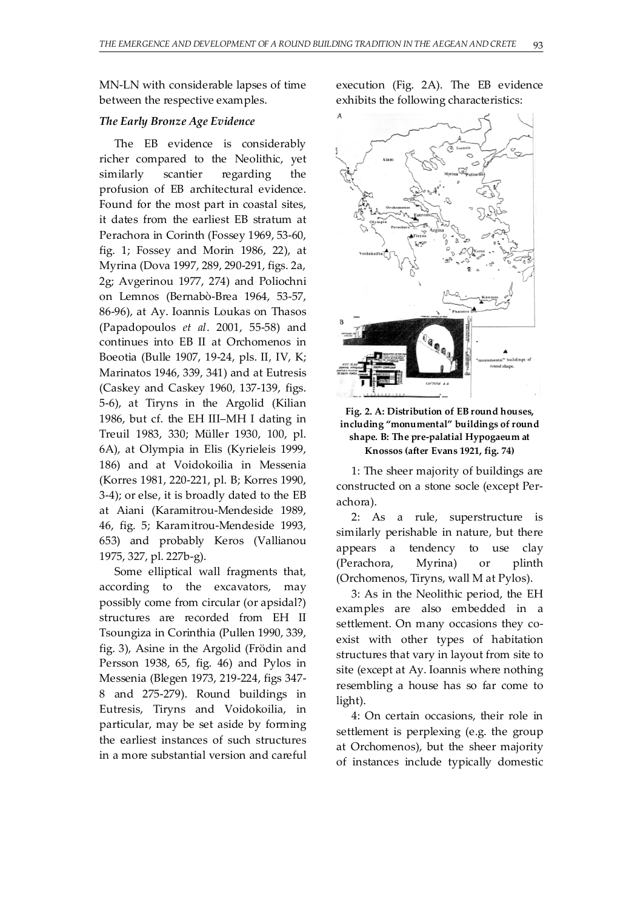MN-LN with considerable lapses of time between the respective examples.

### *The Early Bronze Age Evidence*

The EB evidence is considerably richer compared to the Neolithic, yet similarly scantier regarding the profusion of EB architectural evidence. Found for the most part in coastal sites, it dates from the earliest EB stratum at Perachora in Corinth (Fossey 1969, 53-60, fig. 1; Fossey and Morin 1986, 22), at Myrina (Dova 1997, 289, 290-291, figs. 2a, 2g; Avgerinou 1977, 274) and Poliochni on Lemnos (Bernabò-Brea 1964, 53-57, 86-96), at Ay. Ioannis Loukas on Thasos (Papadopoulos *et al*. 2001, 55-58) and continues into EB II at Orchomenos in Boeotia (Bulle 1907, 19-24, pls. II, IV, K; Marinatos 1946, 339, 341) and at Eutresis (Caskey and Caskey 1960, 137-139, figs. 5-6), at Tiryns in the Argolid (Kilian 1986, but cf. the EH III–MH I dating in Treuil 1983, 330; Müller 1930, 100, pl. 6A), at Olympia in Elis (Kyrieleis 1999, 186) and at Voidokoilia in Messenia (Korres 1981, 220-221, pl. B; Korres 1990, 3-4); or else, it is broadly dated to the EB at Aiani (Karamitrou-Mendeside 1989, 46, fig. 5; Karamitrou-Mendeside 1993, 653) and probably Keros (Vallianou 1975, 327, pl. 227b-g).

Some elliptical wall fragments that, according to the excavators, may possibly come from circular (or apsidal?) structures are recorded from EH II Tsoungiza in Corinthia (Pullen 1990, 339, fig. 3), Asine in the Argolid (Frödin and Persson 1938, 65, fig. 46) and Pylos in Messenia (Blegen 1973, 219-224, figs 347-8 and 275-279). Round buildings in Eutresis, Tiryns and Voidokoilia, in particular, may be set aside by forming the earliest instances of such structures in a more substantial version and careful execution (Fig. 2A). The EB evidence exhibits the following characteristics:

A

Ioannis
Aiani
Myrina
Poliochni
Orchomenos
Eutresis
Olympia
Perachora
Aegina
Tiryns
Voidokoilia
Keros
Knossos
Phaistos

B

"monumental" buildings of round shape.

SECTION A-A

**Fig. 2. A: Distribution of EB round houses, including "monumental" buildings of round shape. B: The pre-palatial Hypogaeum at Knossos (after Evans 1921, fig. 74)**

1: The sheer majority of buildings are constructed on a stone socle (except Perachora).

2: As a rule, superstructure is similarly perishable in nature, but there appears a tendency to use clay (Perachora, Myrina) or plinth (Orchomenos, Tiryns, wall M at Pylos).

3: As in the Neolithic period, the EH examples are also embedded in a settlement. On many occasions they co-exist with other types of habitation structures that vary in layout from site to site (except at Ay. Ioannis where nothing resembling a house has so far come to light).

4: On certain occasions, their role in settlement is perplexing (e.g. the group at Orchomenos), but the sheer majority of instances include typically domestic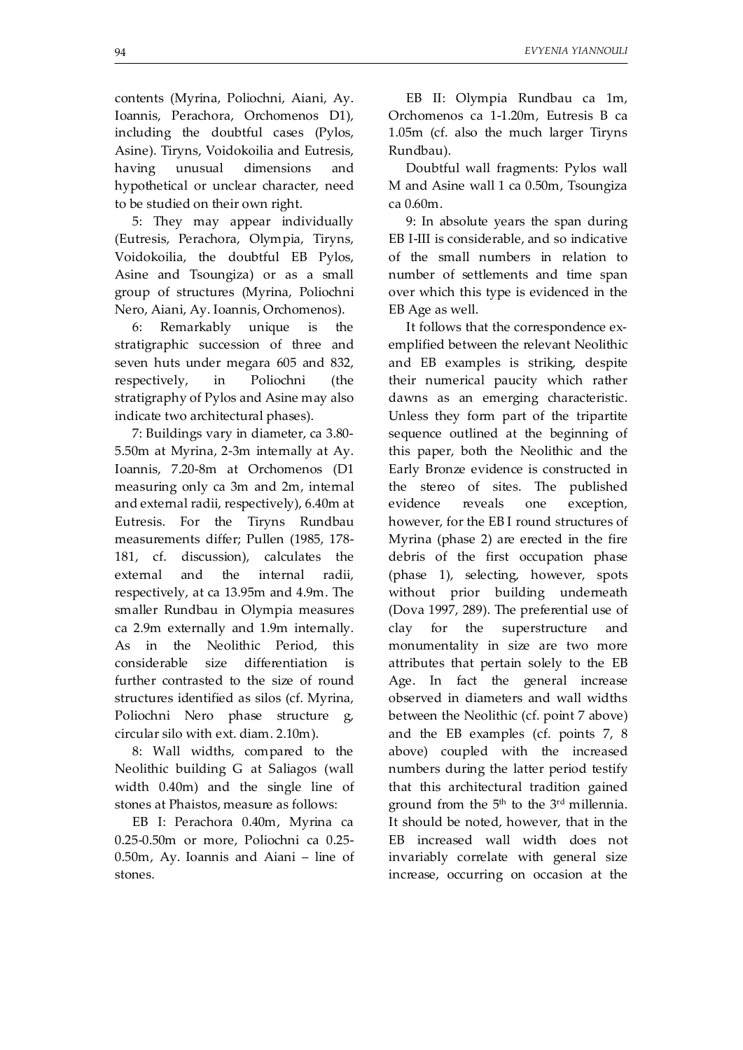contents (Myrina, Poliochni, Aiani, Ay. Ioannis, Perachora, Orchomenos D1), including the doubtful cases (Pylos, Asine). Tiryns, Voidokoilia and Eutresis, having unusual dimensions and hypothetical or unclear character, need to be studied on their own right.

5: They may appear individually (Eutresis, Perachora, Olympia, Tiryns, Voidokoilia, the doubtful EB Pylos, Asine and Tsoungiza) or as a small group of structures (Myrina, Poliochni Nero, Aiani, Ay. Ioannis, Orchomenos).

6: Remarkably unique is the stratigraphic succession of three and seven huts under megara 605 and 832, respectively, in Poliochni (the stratigraphy of Pylos and Asine may also indicate two architectural phases).

7: Buildings vary in diameter, ca 3.80-5.50m at Myrina, 2-3m internally at Ay. Ioannis, 7.20-8m at Orchomenos (D1 measuring only ca 3m and 2m, internal and external radii, respectively), 6.40m at Eutresis. For the Tiryns Rundbau measurements differ; Pullen (1985, 178-181, cf. discussion), calculates the external and the internal radii, respectively, at ca 13.95m and 4.9m. The smaller Rundbau in Olympia measures ca 2.9m externally and 1.9m internally. As in the Neolithic Period, this considerable size differentiation is further contrasted to the size of round structures identified as silos (cf. Myrina, Poliochni Nero phase structure g, circular silo with ext. diam. 2.10m).

8: Wall widths, compared to the Neolithic building G at Saliagos (wall width 0.40m) and the single line of stones at Phaistos, measure as follows:

EB I: Perachora 0.40m, Myrina ca 0.25-0.50m or more, Poliochni ca 0.25-0.50m, Ay. Ioannis and Aiani – line of stones.

EB II: Olympia Rundbau ca 1m, Orchomenos ca 1-1.20m, Eutresis B ca 1.05m (cf. also the much larger Tiryns Rundbau).

Doubtful wall fragments: Pylos wall M and Asine wall 1 ca 0.50m, Tsoungiza ca 0.60m.

9: In absolute years the span during EB I-III is considerable, and so indicative of the small numbers in relation to number of settlements and time span over which this type is evidenced in the EB Age as well.

It follows that the correspondence exemplified between the relevant Neolithic and EB examples is striking, despite their numerical paucity which rather dawns as an emerging characteristic. Unless they form part of the tripartite sequence outlined at the beginning of this paper, both the Neolithic and the Early Bronze evidence is constructed in the stereo of sites. The published evidence reveals one exception, however, for the EB I round structures of Myrina (phase 2) are erected in the fire debris of the first occupation phase (phase 1), selecting, however, spots without prior building underneath (Dova 1997, 289). The preferential use of clay for the superstructure and monumentality in size are two more attributes that pertain solely to the EB Age. In fact the general increase observed in diameters and wall widths between the Neolithic (cf. point 7 above) and the EB examples (cf. points 7, 8 above) coupled with the increased numbers during the latter period testify that this architectural tradition gained ground from the 5th to the 3rd millennia. It should be noted, however, that in the EB increased wall width does not invariably correlate with general size increase, occurring on occasion at the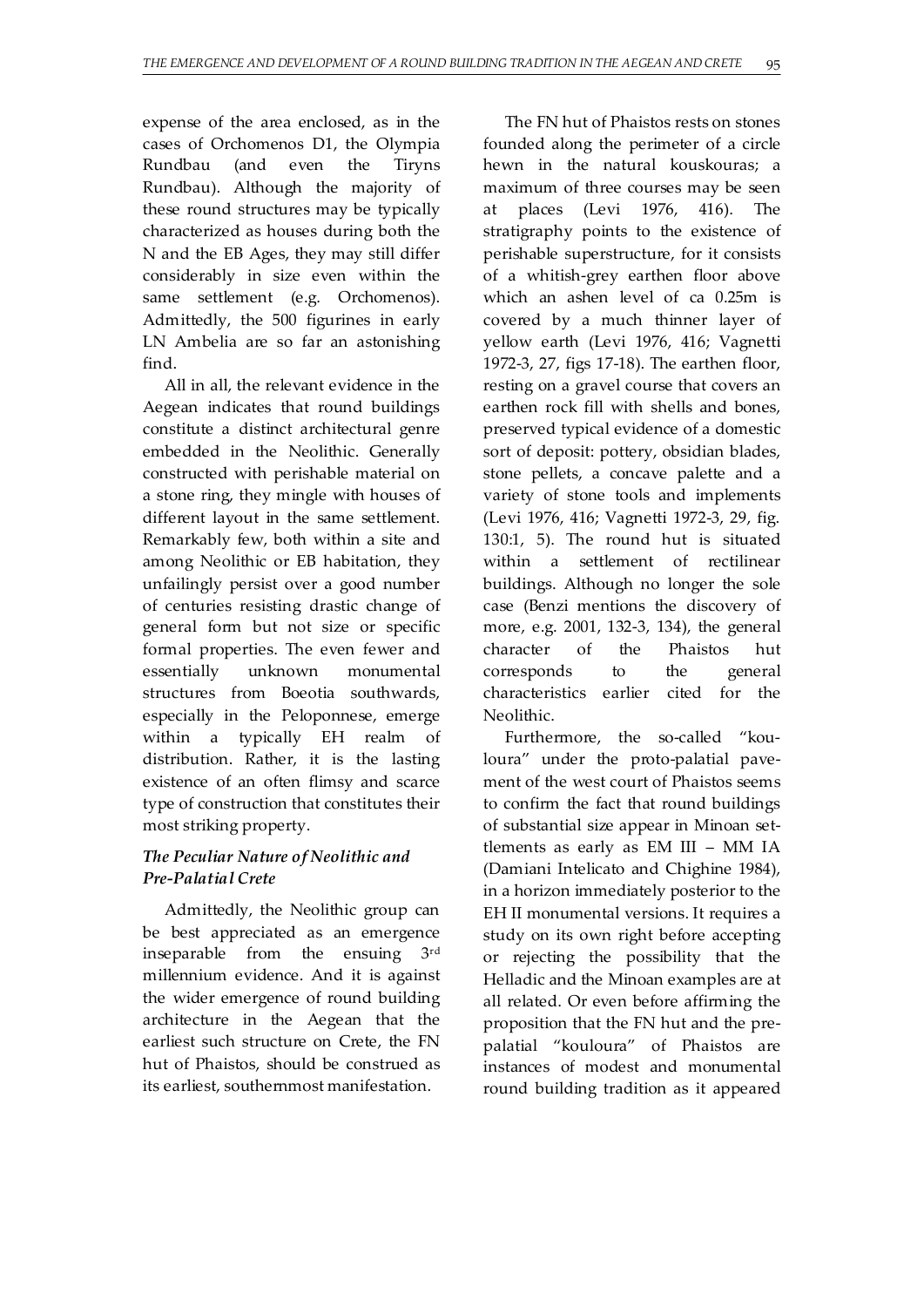expense of the area enclosed, as in the cases of Orchomenos D1, the Olympia Rundbau (and even the Tiryns Rundbau). Although the majority of these round structures may be typically characterized as houses during both the N and the EB Ages, they may still differ considerably in size even within the same settlement (e.g. Orchomenos). Admittedly, the 500 figurines in early LN Ambelia are so far an astonishing find.

All in all, the relevant evidence in the Aegean indicates that round buildings constitute a distinct architectural genre embedded in the Neolithic. Generally constructed with perishable material on a stone ring, they mingle with houses of different layout in the same settlement. Remarkably few, both within a site and among Neolithic or EB habitation, they unfailingly persist over a good number of centuries resisting drastic change of general form but not size or specific formal properties. The even fewer and essentially unknown monumental structures from Boeotia southwards, especially in the Peloponnese, emerge within a typically EH realm of distribution. Rather, it is the lasting existence of an often flimsy and scarce type of construction that constitutes their most striking property.

### *The Peculiar Nature of Neolithic and Pre-Palatial Crete*

Admittedly, the Neolithic group can be best appreciated as an emergence inseparable from the ensuing 3rd millennium evidence. And it is against the wider emergence of round building architecture in the Aegean that the earliest such structure on Crete, the FN hut of Phaistos, should be construed as its earliest, southernmost manifestation.

The FN hut of Phaistos rests on stones founded along the perimeter of a circle hewn in the natural kouskouras; a maximum of three courses may be seen at places (Levi 1976, 416). The stratigraphy points to the existence of perishable superstructure, for it consists of a whitish-grey earthen floor above which an ashen level of ca 0.25m is covered by a much thinner layer of yellow earth (Levi 1976, 416; Vagnetti 1972-3, 27, figs 17-18). The earthen floor, resting on a gravel course that covers an earthen rock fill with shells and bones, preserved typical evidence of a domestic sort of deposit: pottery, obsidian blades, stone pellets, a concave palette and a variety of stone tools and implements (Levi 1976, 416; Vagnetti 1972-3, 29, fig. 130:1, 5). The round hut is situated within a settlement of rectilinear buildings. Although no longer the sole case (Benzi mentions the discovery of more, e.g. 2001, 132-3, 134), the general character of the Phaistos hut corresponds to the general characteristics earlier cited for the Neolithic.

Furthermore, the so-called "kouloura" under the proto-palatial pavement of the west court of Phaistos seems to confirm the fact that round buildings of substantial size appear in Minoan settlements as early as EM III – MM IA (Damiani Intelicato and Chighine 1984), in a horizon immediately posterior to the EH II monumental versions. It requires a study on its own right before accepting or rejecting the possibility that the Helladic and the Minoan examples are at all related. Or even before affirming the proposition that the FN hut and the pre-palatial "kouloura" of Phaistos are instances of modest and monumental round building tradition as it appeared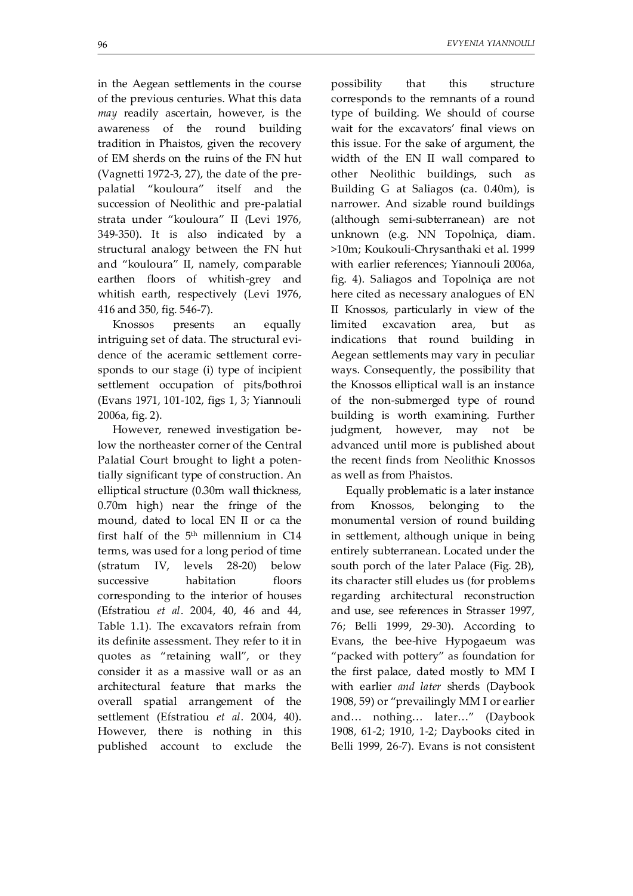in the Aegean settlements in the course of the previous centuries. What this data *may* readily ascertain, however, is the awareness of the round building tradition in Phaistos, given the recovery of EM sherds on the ruins of the FN hut (Vagnetti 1972-3, 27), the date of the pre-palatial "kouloura" itself and the succession of Neolithic and pre-palatial strata under "kouloura" II (Levi 1976, 349-350). It is also indicated by a structural analogy between the FN hut and "kouloura" II, namely, comparable earthen floors of whitish-grey and whitish earth, respectively (Levi 1976, 416 and 350, fig. 546-7).

Knossos presents an equally intriguing set of data. The structural evidence of the aceramic settlement corresponds to our stage (i) type of incipient settlement occupation of pits/bothroi (Evans 1971, 101-102, figs 1, 3; Yiannouli 2006a, fig. 2).

However, renewed investigation below the northeaster corner of the Central Palatial Court brought to light a potentially significant type of construction. An elliptical structure (0.30m wall thickness, 0.70m high) near the fringe of the mound, dated to local EN II or ca the first half of the 5th millennium in C14 terms, was used for a long period of time (stratum IV, levels 28-20) below successive habitation floors corresponding to the interior of houses (Efstratiou *et al*. 2004, 40, 46 and 44, Table 1.1). The excavators refrain from its definite assessment. They refer to it in quotes as "retaining wall", or they consider it as a massive wall or as an architectural feature that marks the overall spatial arrangement of the settlement (Efstratiou *et al*. 2004, 40). However, there is nothing in this published account to exclude the possibility that this structure corresponds to the remnants of a round type of building. We should of course wait for the excavators' final views on this issue. For the sake of argument, the width of the EN II wall compared to other Neolithic buildings, such as Building G at Saliagos (ca. 0.40m), is narrower. And sizable round buildings (although semi-subterranean) are not unknown (e.g. NN Topolniça, diam. >10m; Koukouli-Chrysanthaki et al. 1999 with earlier references; Yiannouli 2006a, fig. 4). Saliagos and Topolniça are not here cited as necessary analogues of EN II Knossos, particularly in view of the limited excavation area, but as indications that round building in Aegean settlements may vary in peculiar ways. Consequently, the possibility that the Knossos elliptical wall is an instance of the non-submerged type of round building is worth examining. Further judgment, however, may not be advanced until more is published about the recent finds from Neolithic Knossos as well as from Phaistos.

Equally problematic is a later instance from Knossos, belonging to the monumental version of round building in settlement, although unique in being entirely subterranean. Located under the south porch of the later Palace (Fig. 2B), its character still eludes us (for problems regarding architectural reconstruction and use, see references in Strasser 1997, 76; Belli 1999, 29-30). According to Evans, the bee-hive Hypogaeum was "packed with pottery" as foundation for the first palace, dated mostly to MM I with earlier *and later* sherds (Daybook 1908, 59) or "prevailingly MM I or earlier and… nothing… later…" (Daybook 1908, 61-2; 1910, 1-2; Daybooks cited in Belli 1999, 26-7). Evans is not consistent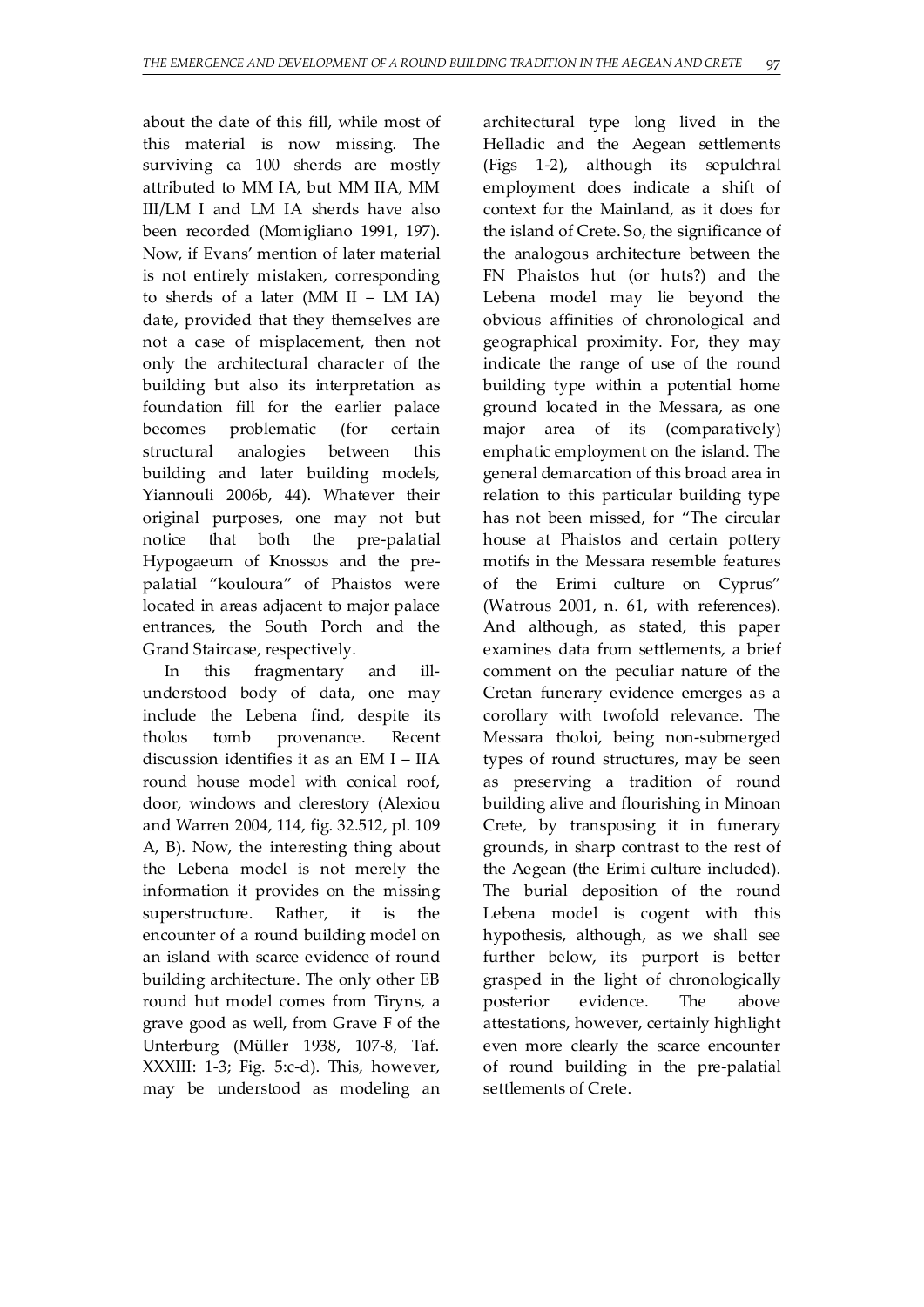about the date of this fill, while most of this material is now missing. The surviving ca 100 sherds are mostly attributed to MM IA, but MM IIA, MM III/LM I and LM IA sherds have also been recorded (Momigliano 1991, 197). Now, if Evans' mention of later material is not entirely mistaken, corresponding to sherds of a later (MM II – LM IA) date, provided that they themselves are not a case of misplacement, then not only the architectural character of the building but also its interpretation as foundation fill for the earlier palace becomes problematic (for certain structural analogies between this building and later building models, Yiannouli 2006b, 44). Whatever their original purposes, one may not but notice that both the pre-palatial Hypogaeum of Knossos and the pre-palatial "kouloura" of Phaistos were located in areas adjacent to major palace entrances, the South Porch and the Grand Staircase, respectively.

In this fragmentary and ill-understood body of data, one may include the Lebena find, despite its tholos tomb provenance. Recent discussion identifies it as an EM I – IIA round house model with conical roof, door, windows and clerestory (Alexiou and Warren 2004, 114, fig. 32.512, pl. 109 A, B). Now, the interesting thing about the Lebena model is not merely the information it provides on the missing superstructure. Rather, it is the encounter of a round building model on an island with scarce evidence of round building architecture. The only other EB round hut model comes from Tiryns, a grave good as well, from Grave F of the Unterburg (Müller 1938, 107-8, Taf. XXXIII: 1-3; Fig. 5:c-d). This, however, may be understood as modeling an architectural type long lived in the Helladic and the Aegean settlements (Figs 1-2), although its sepulchral employment does indicate a shift of context for the Mainland, as it does for the island of Crete. So, the significance of the analogous architecture between the FN Phaistos hut (or huts?) and the Lebena model may lie beyond the obvious affinities of chronological and geographical proximity. For, they may indicate the range of use of the round building type within a potential home ground located in the Messara, as one major area of its (comparatively) emphatic employment on the island. The general demarcation of this broad area in relation to this particular building type has not been missed, for "The circular house at Phaistos and certain pottery motifs in the Messara resemble features of the Erimi culture on Cyprus" (Watrous 2001, n. 61, with references). And although, as stated, this paper examines data from settlements, a brief comment on the peculiar nature of the Cretan funerary evidence emerges as a corollary with twofold relevance. The Messara tholoi, being non-submerged types of round structures, may be seen as preserving a tradition of round building alive and flourishing in Minoan Crete, by transposing it in funerary grounds, in sharp contrast to the rest of the Aegean (the Erimi culture included). The burial deposition of the round Lebena model is cogent with this hypothesis, although, as we shall see further below, its purport is better grasped in the light of chronologically posterior evidence. The above attestations, however, certainly highlight even more clearly the scarce encounter of round building in the pre-palatial settlements of Crete.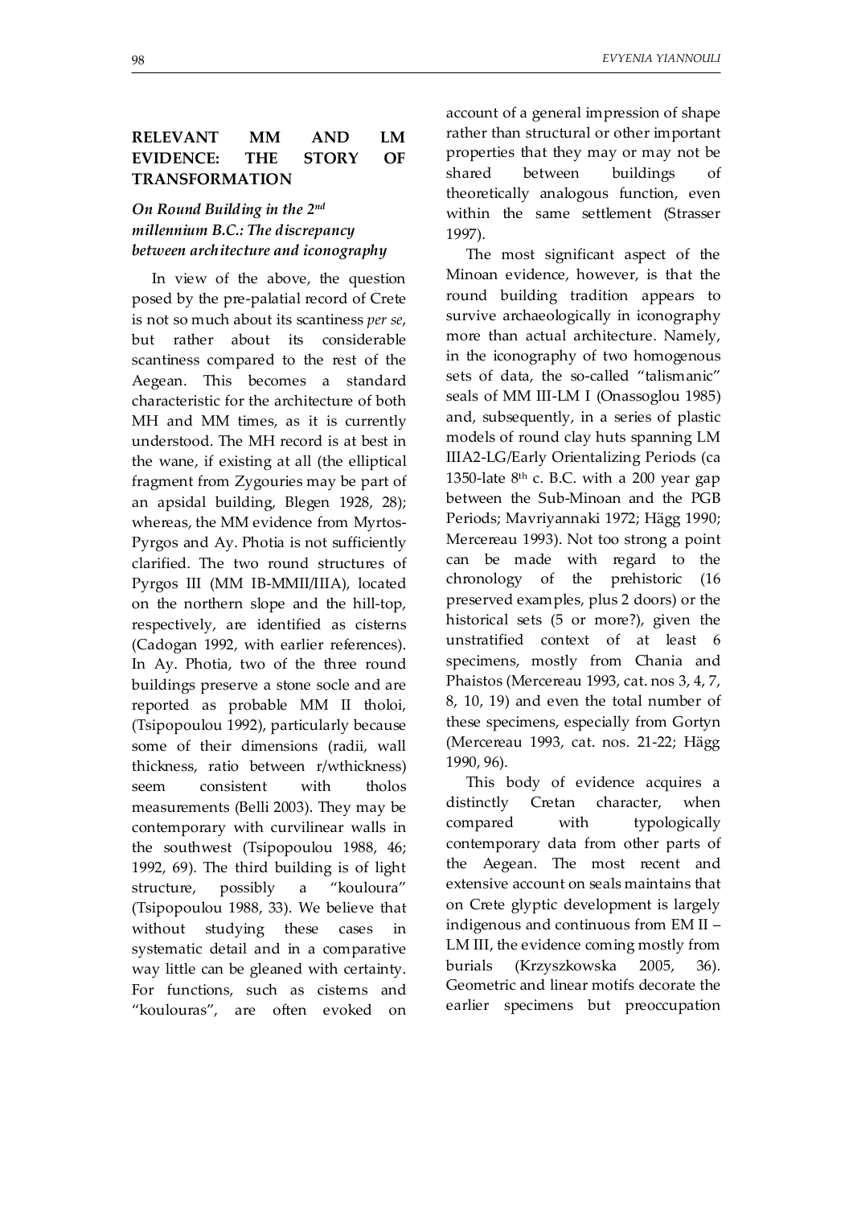## RELEVANT MM AND LM EVIDENCE: THE STORY OF TRANSFORMATION

### *On Round Building in the 2nd millennium B.C.: The discrepancy between architecture and iconography*

In view of the above, the question posed by the pre-palatial record of Crete is not so much about its scantiness *per se*, but rather about its considerable scantiness compared to the rest of the Aegean. This becomes a standard characteristic for the architecture of both MH and MM times, as it is currently understood. The MH record is at best in the wane, if existing at all (the elliptical fragment from Zygouries may be part of an apsidal building, Blegen 1928, 28); whereas, the MM evidence from Myrtos-Pyrgos and Ay. Photia is not sufficiently clarified. The two round structures of Pyrgos III (MM IB-MMII/IIIA), located on the northern slope and the hill-top, respectively, are identified as cisterns (Cadogan 1992, with earlier references). In Ay. Photia, two of the three round buildings preserve a stone socle and are reported as probable MM II tholoi, (Tsipopoulou 1992), particularly because some of their dimensions (radii, wall thickness, ratio between r/wthickness) seem consistent with tholos measurements (Belli 2003). They may be contemporary with curvilinear walls in the southwest (Tsipopoulou 1988, 46; 1992, 69). The third building is of light structure, possibly a "kouloura" (Tsipopoulou 1988, 33). We believe that without studying these cases in systematic detail and in a comparative way little can be gleaned with certainty. For functions, such as cisterns and "koulouras", are often evoked on account of a general impression of shape rather than structural or other important properties that they may or may not be shared between buildings of theoretically analogous function, even within the same settlement (Strasser 1997).

The most significant aspect of the Minoan evidence, however, is that the round building tradition appears to survive archaeologically in iconography more than actual architecture. Namely, in the iconography of two homogenous sets of data, the so-called "talismanic" seals of MM III-LM I (Onassoglou 1985) and, subsequently, in a series of plastic models of round clay huts spanning LM IIIA2-LG/Early Orientalizing Periods (ca 1350-late 8th c. B.C. with a 200 year gap between the Sub-Minoan and the PGB Periods; Mavriyannaki 1972; Hägg 1990; Mercereau 1993). Not too strong a point can be made with regard to the chronology of the prehistoric (16 preserved examples, plus 2 doors) or the historical sets (5 or more?), given the unstratified context of at least 6 specimens, mostly from Chania and Phaistos (Mercereau 1993, cat. nos 3, 4, 7, 8, 10, 19) and even the total number of these specimens, especially from Gortyn (Mercereau 1993, cat. nos. 21-22; Hägg 1990, 96).

This body of evidence acquires a distinctly Cretan character, when compared with typologically contemporary data from other parts of the Aegean. The most recent and extensive account on seals maintains that on Crete glyptic development is largely indigenous and continuous from EM II – LM III, the evidence coming mostly from burials (Krzyszkowska 2005, 36). Geometric and linear motifs decorate the earlier specimens but preoccupation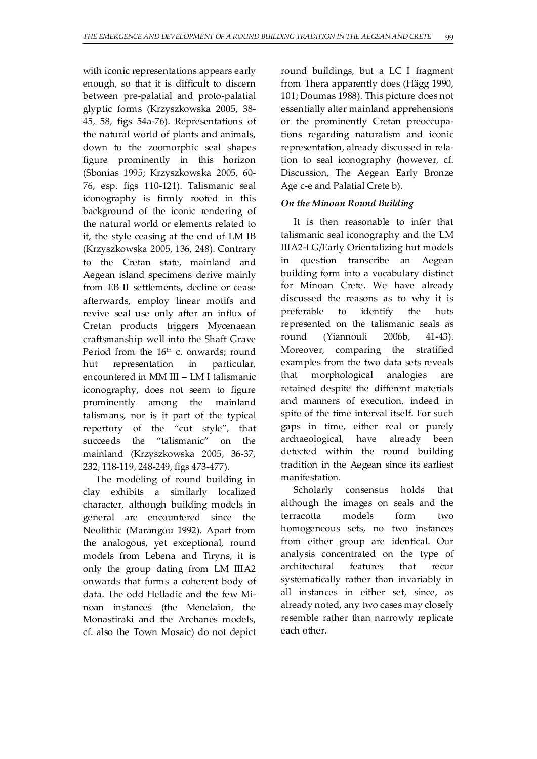with iconic representations appears early enough, so that it is difficult to discern between pre-palatial and proto-palatial glyptic forms (Krzyszkowska 2005, 38-45, 58, figs 54a-76). Representations of the natural world of plants and animals, down to the zoomorphic seal shapes figure prominently in this horizon (Sbonias 1995; Krzyszkowska 2005, 60-76, esp. figs 110-121). Talismanic seal iconography is firmly rooted in this background of the iconic rendering of the natural world or elements related to it, the style ceasing at the end of LM IB (Krzyszkowska 2005, 136, 248). Contrary to the Cretan state, mainland and Aegean island specimens derive mainly from EB II settlements, decline or cease afterwards, employ linear motifs and revive seal use only after an influx of Cretan products triggers Mycenaean craftsmanship well into the Shaft Grave Period from the 16th c. onwards; round hut representation in particular, encountered in MM III – LM I talismanic iconography, does not seem to figure prominently among the mainland talismans, nor is it part of the typical repertory of the "cut style", that succeeds the "talismanic" on the mainland (Krzyszkowska 2005, 36-37, 232, 118-119, 248-249, figs 473-477).

The modeling of round building in clay exhibits a similarly localized character, although building models in general are encountered since the Neolithic (Marangou 1992). Apart from the analogous, yet exceptional, round models from Lebena and Tiryns, it is only the group dating from LM IIIA2 onwards that forms a coherent body of data. The odd Helladic and the few Minoan instances (the Menelaion, the Monastiraki and the Archanes models, cf. also the Town Mosaic) do not depict round buildings, but a LC I fragment from Thera apparently does (Hägg 1990, 101; Doumas 1988). This picture does not essentially alter mainland apprehensions or the prominently Cretan preoccupations regarding naturalism and iconic representation, already discussed in relation to seal iconography (however, cf. Discussion, The Aegean Early Bronze Age c-e and Palatial Crete b).

### *On the Minoan Round Building*

It is then reasonable to infer that talismanic seal iconography and the LM IIIA2-LG/Early Orientalizing hut models in question transcribe an Aegean building form into a vocabulary distinct for Minoan Crete. We have already discussed the reasons as to why it is preferable to identify the huts represented on the talismanic seals as round (Yiannouli 2006b, 41-43). Moreover, comparing the stratified examples from the two data sets reveals that morphological analogies are retained despite the different materials and manners of execution, indeed in spite of the time interval itself. For such gaps in time, either real or purely archaeological, have already been detected within the round building tradition in the Aegean since its earliest manifestation.

Scholarly consensus holds that although the images on seals and the terracotta models form two homogeneous sets, no two instances from either group are identical. Our analysis concentrated on the type of architectural features that recur systematically rather than invariably in all instances in either set, since, as already noted, any two cases may closely resemble rather than narrowly replicate each other.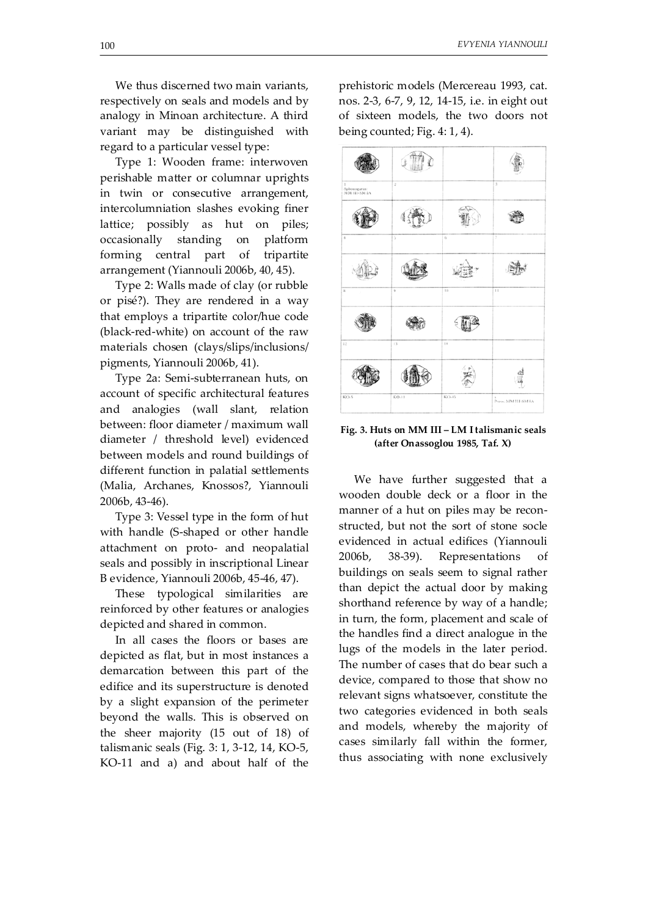We thus discerned two main variants, respectively on seals and models and by analogy in Minoan architecture. A third variant may be distinguished with regard to a particular vessel type:

Type 1: Wooden frame: interwoven perishable matter or columnar uprights in twin or consecutive arrangement, intercolumniation slashes evoking finer lattice; possibly as hut on piles; occasionally standing on platform forming central part of tripartite arrangement (Yiannouli 2006b, 40, 45).

Type 2: Walls made of clay (or rubble or pisé?). They are rendered in a way that employs a tripartite color/hue code (black-red-white) on account of the raw materials chosen (clays/slips/inclusions/ pigments, Yiannouli 2006b, 41).

Type 2a: Semi-subterranean huts, on account of specific architectural features and analogies (wall slant, relation between: floor diameter / maximum wall diameter / threshold level) evidenced between models and round buildings of different function in palatial settlements (Malia, Archanes, Knossos?, Yiannouli 2006b, 43-46).

Type 3: Vessel type in the form of hut with handle (S-shaped or other handle attachment on proto- and neopalatial seals and possibly in inscriptional Linear B evidence, Yiannouli 2006b, 45-46, 47).

These typological similarities are reinforced by other features or analogies depicted and shared in common.

In all cases the floors or bases are depicted as flat, but in most instances a demarcation between this part of the edifice and its superstructure is denoted by a slight expansion of the perimeter beyond the walls. This is observed on the sheer majority (15 out of 18) of talismanic seals (Fig. 3: 1, 3-12, 14, KO-5, KO-11 and a) and about half of the prehistoric models (Mercereau 1993, cat. nos. 2-3, 6-7, 9, 12, 14-15, i.e. in eight out of sixteen models, the two doors not being counted; Fig. 4: 1, 4).

**Fig. 3. Huts on MM III – LM I talismanic seals (after Onassoglou 1985, Taf. X)**

We have further suggested that a wooden double deck or a floor in the manner of a hut on piles may be reconstructed, but not the sort of stone socle evidenced in actual edifices (Yiannouli 2006b, 38-39). Representations of buildings on seals seem to signal rather than depict the actual door by making shorthand reference by way of a handle; in turn, the form, placement and scale of the handles find a direct analogue in the lugs of the models in the later period. The number of cases that do bear such a device, compared to those that show no relevant signs whatsoever, constitute the two categories evidenced in both seals and models, whereby the majority of cases similarly fall within the former, thus associating with none exclusively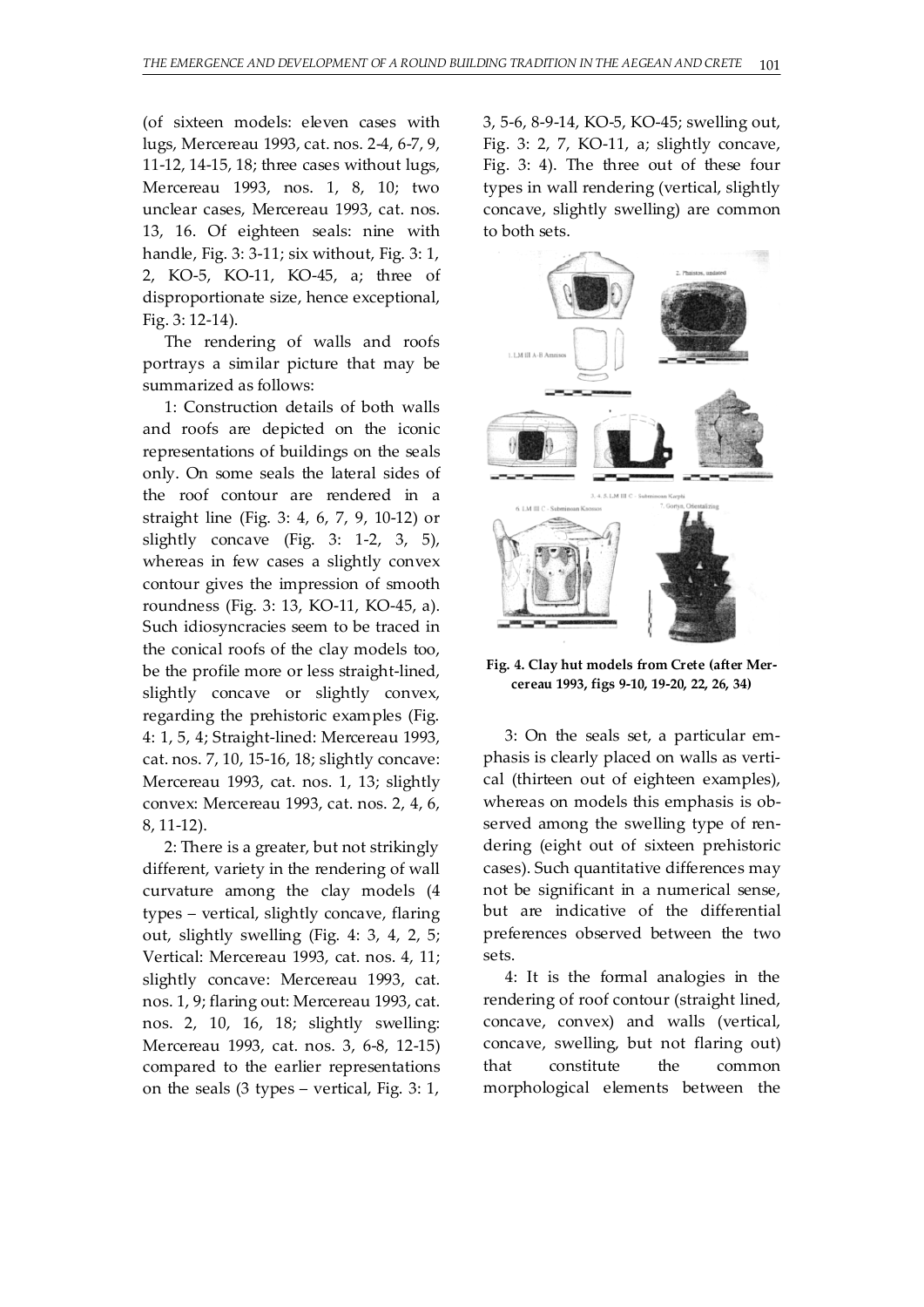(of sixteen models: eleven cases with lugs, Mercereau 1993, cat. nos. 2-4, 6-7, 9, 11-12, 14-15, 18; three cases without lugs, Mercereau 1993, nos. 1, 8, 10; two unclear cases, Mercereau 1993, cat. nos. 13, 16. Of eighteen seals: nine with handle, Fig. 3: 3-11; six without, Fig. 3: 1, 2, KO-5, KO-11, KO-45, a; three of disproportionate size, hence exceptional, Fig. 3: 12-14).

The rendering of walls and roofs portrays a similar picture that may be summarized as follows:

1: Construction details of both walls and roofs are depicted on the iconic representations of buildings on the seals only. On some seals the lateral sides of the roof contour are rendered in a straight line (Fig. 3: 4, 6, 7, 9, 10-12) or slightly concave (Fig. 3: 1-2, 3, 5), whereas in few cases a slightly convex contour gives the impression of smooth roundness (Fig. 3: 13, KO-11, KO-45, a). Such idiosyncracies seem to be traced in the conical roofs of the clay models too, be the profile more or less straight-lined, slightly concave or slightly convex, regarding the prehistoric examples (Fig. 4: 1, 5, 4; Straight-lined: Mercereau 1993, cat. nos. 7, 10, 15-16, 18; slightly concave: Mercereau 1993, cat. nos. 1, 13; slightly convex: Mercereau 1993, cat. nos. 2, 4, 6, 8, 11-12).

2: There is a greater, but not strikingly different, variety in the rendering of wall curvature among the clay models (4 types – vertical, slightly concave, flaring out, slightly swelling (Fig. 4: 3, 4, 2, 5; Vertical: Mercereau 1993, cat. nos. 4, 11; slightly concave: Mercereau 1993, cat. nos. 1, 9; flaring out: Mercereau 1993, cat. nos. 2, 10, 16, 18; slightly swelling: Mercereau 1993, cat. nos. 3, 6-8, 12-15) compared to the earlier representations on the seals (3 types – vertical, Fig. 3: 1, 3, 5-6, 8-9-14, KO-5, KO-45; swelling out, Fig. 3: 2, 7, KO-11, a; slightly concave, Fig. 3: 4). The three out of these four types in wall rendering (vertical, slightly concave, slightly swelling) are common to both sets.

**Fig. 4. Clay hut models from Crete (after Mercereau 1993, figs 9-10, 19-20, 22, 26, 34)**

3: On the seals set, a particular emphasis is clearly placed on walls as vertical (thirteen out of eighteen examples), whereas on models this emphasis is observed among the swelling type of rendering (eight out of sixteen prehistoric cases). Such quantitative differences may not be significant in a numerical sense, but are indicative of the differential preferences observed between the two sets.

4: It is the formal analogies in the rendering of roof contour (straight lined, concave, convex) and walls (vertical, concave, swelling, but not flaring out) that constitute the common morphological elements between the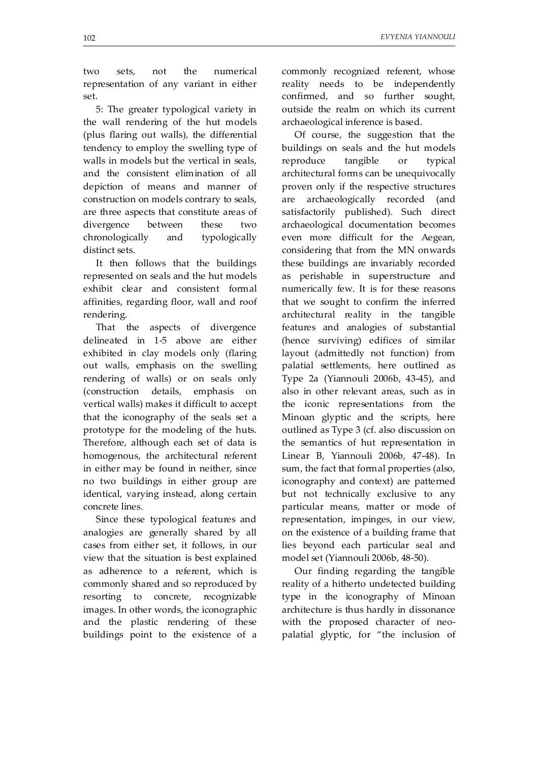two sets, not the numerical representation of any variant in either set.

5: The greater typological variety in the wall rendering of the hut models (plus flaring out walls), the differential tendency to employ the swelling type of walls in models but the vertical in seals, and the consistent elimination of all depiction of means and manner of construction on models contrary to seals, are three aspects that constitute areas of divergence between these two chronologically and typologically distinct sets.

It then follows that the buildings represented on seals and the hut models exhibit clear and consistent formal affinities, regarding floor, wall and roof rendering.

That the aspects of divergence delineated in 1-5 above are either exhibited in clay models only (flaring out walls, emphasis on the swelling rendering of walls) or on seals only (construction details, emphasis on vertical walls) makes it difficult to accept that the iconography of the seals set a prototype for the modeling of the huts. Therefore, although each set of data is homogenous, the architectural referent in either may be found in neither, since no two buildings in either group are identical, varying instead, along certain concrete lines.

Since these typological features and analogies are generally shared by all cases from either set, it follows, in our view that the situation is best explained as adherence to a referent, which is commonly shared and so reproduced by resorting to concrete, recognizable images. In other words, the iconographic and the plastic rendering of these buildings point to the existence of a commonly recognized referent, whose reality needs to be independently confirmed, and so further sought, outside the realm on which its current archaeological inference is based.

Of course, the suggestion that the buildings on seals and the hut models reproduce tangible or typical architectural forms can be unequivocally proven only if the respective structures are archaeologically recorded (and satisfactorily published). Such direct archaeological documentation becomes even more difficult for the Aegean, considering that from the MN onwards these buildings are invariably recorded as perishable in superstructure and numerically few. It is for these reasons that we sought to confirm the inferred architectural reality in the tangible features and analogies of substantial (hence surviving) edifices of similar layout (admittedly not function) from palatial settlements, here outlined as Type 2a (Yiannouli 2006b, 43-45), and also in other relevant areas, such as in the iconic representations from the Minoan glyptic and the scripts, here outlined as Type 3 (cf. also discussion on the semantics of hut representation in Linear B, Yiannouli 2006b, 47-48). In sum, the fact that formal properties (also, iconography and context) are patterned but not technically exclusive to any particular means, matter or mode of representation, impinges, in our view, on the existence of a building frame that lies beyond each particular seal and model set (Yiannouli 2006b, 48-50).

Our finding regarding the tangible reality of a hitherto undetected building type in the iconography of Minoan architecture is thus hardly in dissonance with the proposed character of neo-palatial glyptic, for "the inclusion of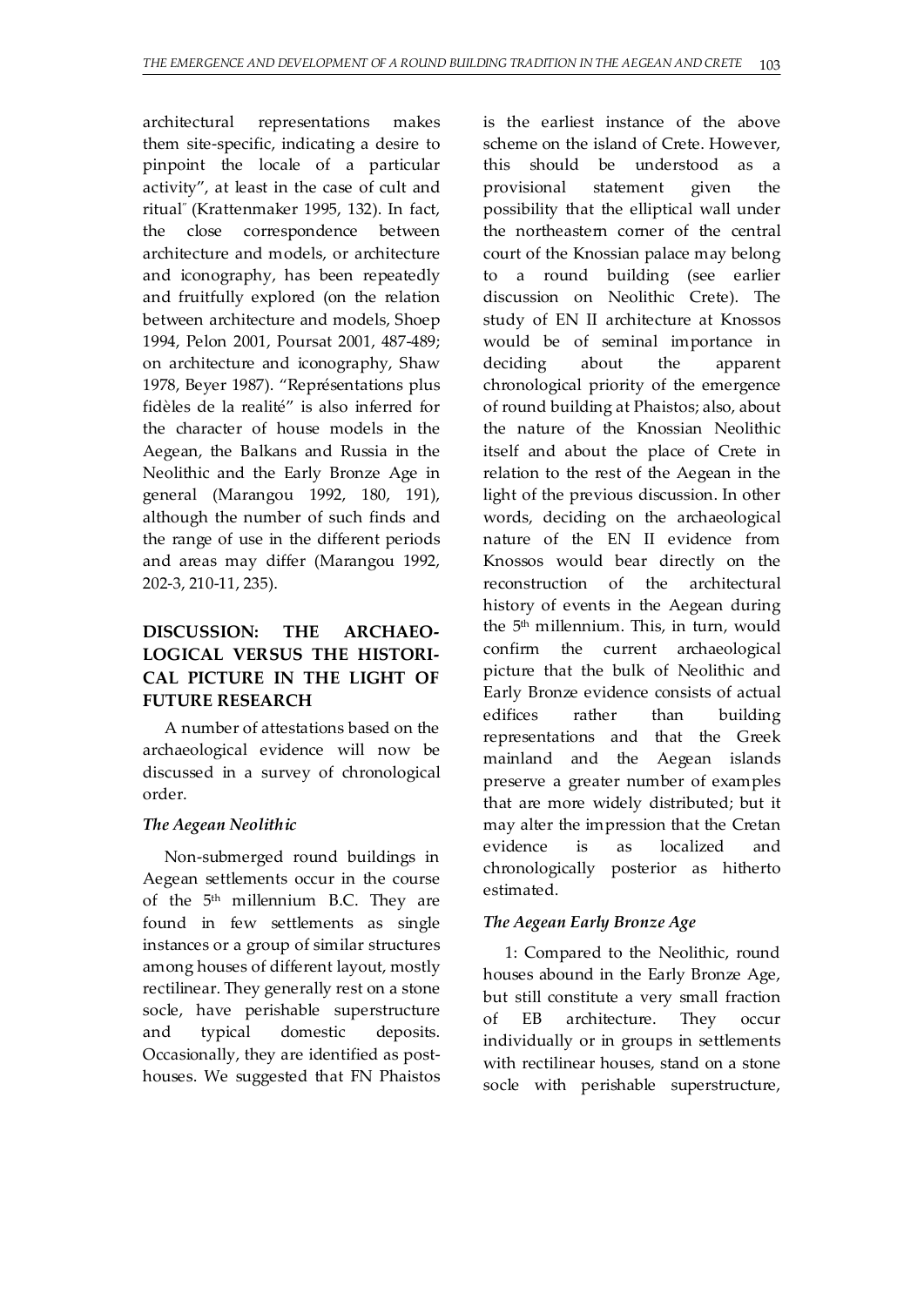architectural representations makes them site-specific, indicating a desire to pinpoint the locale of a particular activity", at least in the case of cult and ritual˝ (Krattenmaker 1995, 132). In fact, the close correspondence between architecture and models, or architecture and iconography, has been repeatedly and fruitfully explored (on the relation between architecture and models, Shoep 1994, Pelon 2001, Poursat 2001, 487-489; on architecture and iconography, Shaw 1978, Beyer 1987). "Représentations plus fidèles de la realité" is also inferred for the character of house models in the Aegean, the Balkans and Russia in the Neolithic and the Early Bronze Age in general (Marangou 1992, 180, 191), although the number of such finds and the range of use in the different periods and areas may differ (Marangou 1992, 202-3, 210-11, 235).

## DISCUSSION: THE ARCHAEOLOGICAL VERSUS THE HISTORICAL PICTURE IN THE LIGHT OF FUTURE RESEARCH

A number of attestations based on the archaeological evidence will now be discussed in a survey of chronological order.

### *The Aegean Neolithic*

Non-submerged round buildings in Aegean settlements occur in the course of the 5th millennium B.C. They are found in few settlements as single instances or a group of similar structures among houses of different layout, mostly rectilinear. They generally rest on a stone socle, have perishable superstructure and typical domestic deposits. Occasionally, they are identified as post-houses. We suggested that FN Phaistos is the earliest instance of the above scheme on the island of Crete. However, this should be understood as a provisional statement given the possibility that the elliptical wall under the northeastern corner of the central court of the Knossian palace may belong to a round building (see earlier discussion on Neolithic Crete). The study of EN II architecture at Knossos would be of seminal importance in deciding about the apparent chronological priority of the emergence of round building at Phaistos; also, about the nature of the Knossian Neolithic itself and about the place of Crete in relation to the rest of the Aegean in the light of the previous discussion. In other words, deciding on the archaeological nature of the EN II evidence from Knossos would bear directly on the reconstruction of the architectural history of events in the Aegean during the 5th millennium. This, in turn, would confirm the current archaeological picture that the bulk of Neolithic and Early Bronze evidence consists of actual edifices rather than building representations and that the Greek mainland and the Aegean islands preserve a greater number of examples that are more widely distributed; but it may alter the impression that the Cretan evidence is as localized and chronologically posterior as hitherto estimated.

### *The Aegean Early Bronze Age*

1: Compared to the Neolithic, round houses abound in the Early Bronze Age, but still constitute a very small fraction of EB architecture. They occur individually or in groups in settlements with rectilinear houses, stand on a stone socle with perishable superstructure,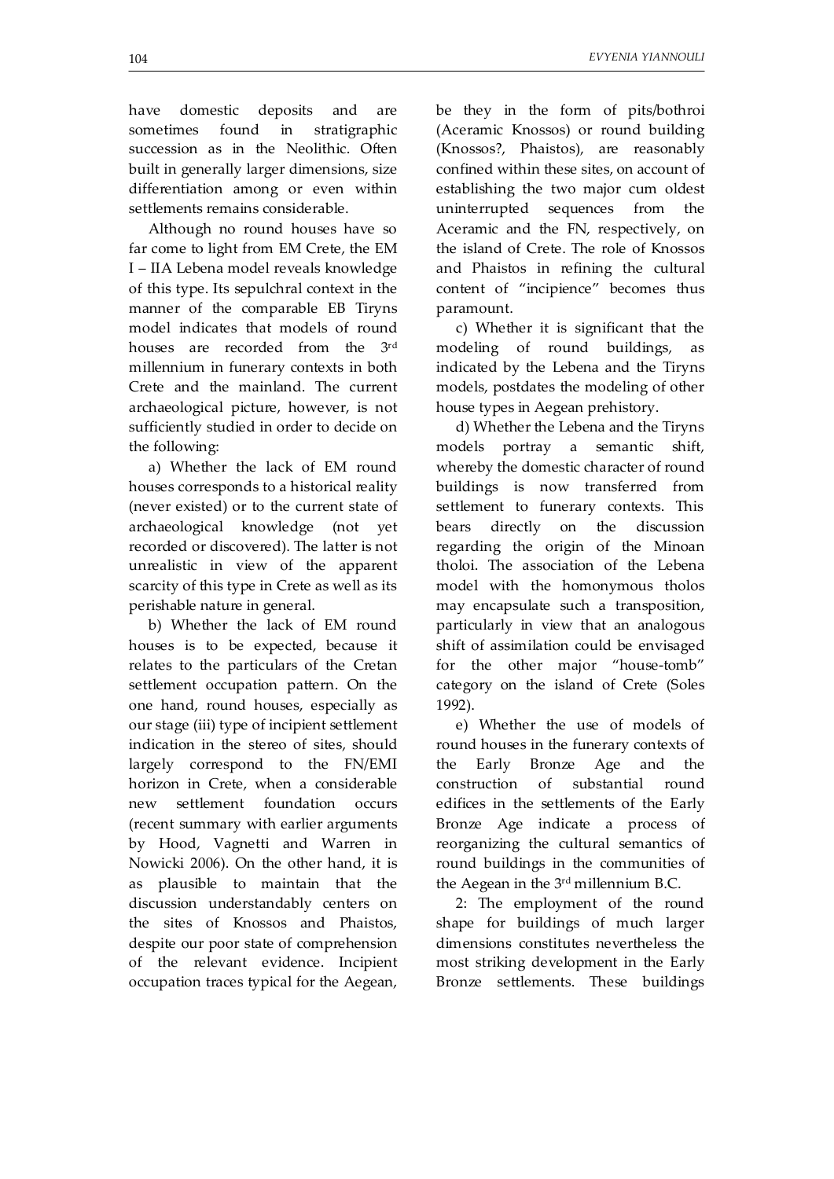have domestic deposits and are sometimes found in stratigraphic succession as in the Neolithic. Often built in generally larger dimensions, size differentiation among or even within settlements remains considerable.

Although no round houses have so far come to light from EM Crete, the EM I – IIA Lebena model reveals knowledge of this type. Its sepulchral context in the manner of the comparable EB Tiryns model indicates that models of round houses are recorded from the 3rd millennium in funerary contexts in both Crete and the mainland. The current archaeological picture, however, is not sufficiently studied in order to decide on the following:

a) Whether the lack of EM round houses corresponds to a historical reality (never existed) or to the current state of archaeological knowledge (not yet recorded or discovered). The latter is not unrealistic in view of the apparent scarcity of this type in Crete as well as its perishable nature in general.

b) Whether the lack of EM round houses is to be expected, because it relates to the particulars of the Cretan settlement occupation pattern. On the one hand, round houses, especially as our stage (iii) type of incipient settlement indication in the stereo of sites, should largely correspond to the FN/EMI horizon in Crete, when a considerable new settlement foundation occurs (recent summary with earlier arguments by Hood, Vagnetti and Warren in Nowicki 2006). On the other hand, it is as plausible to maintain that the discussion understandably centers on the sites of Knossos and Phaistos, despite our poor state of comprehension of the relevant evidence. Incipient occupation traces typical for the Aegean, be they in the form of pits/bothroi (Aceramic Knossos) or round building (Knossos?, Phaistos), are reasonably confined within these sites, on account of establishing the two major cum oldest uninterrupted sequences from the Aceramic and the FN, respectively, on the island of Crete. The role of Knossos and Phaistos in refining the cultural content of "incipience" becomes thus paramount.

c) Whether it is significant that the modeling of round buildings, as indicated by the Lebena and the Tiryns models, postdates the modeling of other house types in Aegean prehistory.

d) Whether the Lebena and the Tiryns models portray a semantic shift, whereby the domestic character of round buildings is now transferred from settlement to funerary contexts. This bears directly on the discussion regarding the origin of the Minoan tholoi. The association of the Lebena model with the homonymous tholos may encapsulate such a transposition, particularly in view that an analogous shift of assimilation could be envisaged for the other major "house-tomb" category on the island of Crete (Soles 1992).

e) Whether the use of models of round houses in the funerary contexts of the Early Bronze Age and the construction of substantial round edifices in the settlements of the Early Bronze Age indicate a process of reorganizing the cultural semantics of round buildings in the communities of the Aegean in the 3rd millennium B.C.

2: The employment of the round shape for buildings of much larger dimensions constitutes nevertheless the most striking development in the Early Bronze settlements. These buildings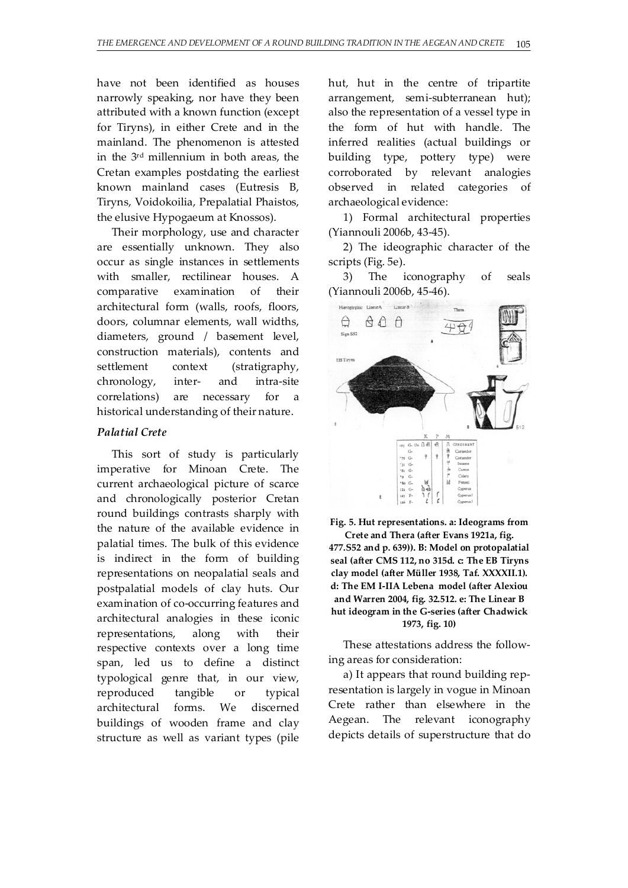have not been identified as houses narrowly speaking, nor have they been attributed with a known function (except for Tiryns), in either Crete and in the mainland. The phenomenon is attested in the 3rd millennium in both areas, the Cretan examples postdating the earliest known mainland cases (Eutresis B, Tiryns, Voidokoilia, Prepalatial Phaistos, the elusive Hypogaeum at Knossos).

Their morphology, use and character are essentially unknown. They also occur as single instances in settlements with smaller, rectilinear houses. A comparative examination of their architectural form (walls, roofs, floors, doors, columnar elements, wall widths, diameters, ground / basement level, construction materials), contents and settlement context (stratigraphy, chronology, inter- and intra-site correlations) are necessary for a historical understanding of their nature.

### *Palatial Crete*

This sort of study is particularly imperative for Minoan Crete. The current archaeological picture of scarce and chronologically posterior Cretan round buildings contrasts sharply with the nature of the available evidence in palatial times. The bulk of this evidence is indirect in the form of building representations on neopalatial seals and postpalatial models of clay huts. Our examination of co-occurring features and architectural analogies in these iconic representations, along with their respective contexts over a long time span, led us to define a distinct typological genre that, in our view, reproduced tangible or typical architectural forms. We discerned buildings of wooden frame and clay structure as well as variant types (pile hut, hut in the centre of tripartite arrangement, semi-subterranean hut); also the representation of a vessel type in the form of hut with handle. The inferred realities (actual buildings or building type, pottery type) were corroborated by relevant analogies observed in related categories of archaeological evidence:

1) Formal architectural properties (Yiannouli 2006b, 43-45).

2) The ideographic character of the scripts (Fig. 5e).

3) The iconography of seals (Yiannouli 2006b, 45-46).

**Fig. 5. Hut representations. a: Ideograms from Crete and Thera (after Evans 1921a, fig. 477.S52 and p. 639)). B: Model on protopalatial seal (after CMS 112, no 315d. c: The EB Tiryns clay model (after Müller 1938, Taf. XXXXII.1). d: The EM I-IIA Lebena model (after Alexiou and Warren 2004, fig. 32.512. e: The Linear B hut ideogram in the G-series (after Chadwick 1973, fig. 10)**

These attestations address the following areas for consideration:

a) It appears that round building representation is largely in vogue in Minoan Crete rather than elsewhere in the Aegean. The relevant iconography depicts details of superstructure that do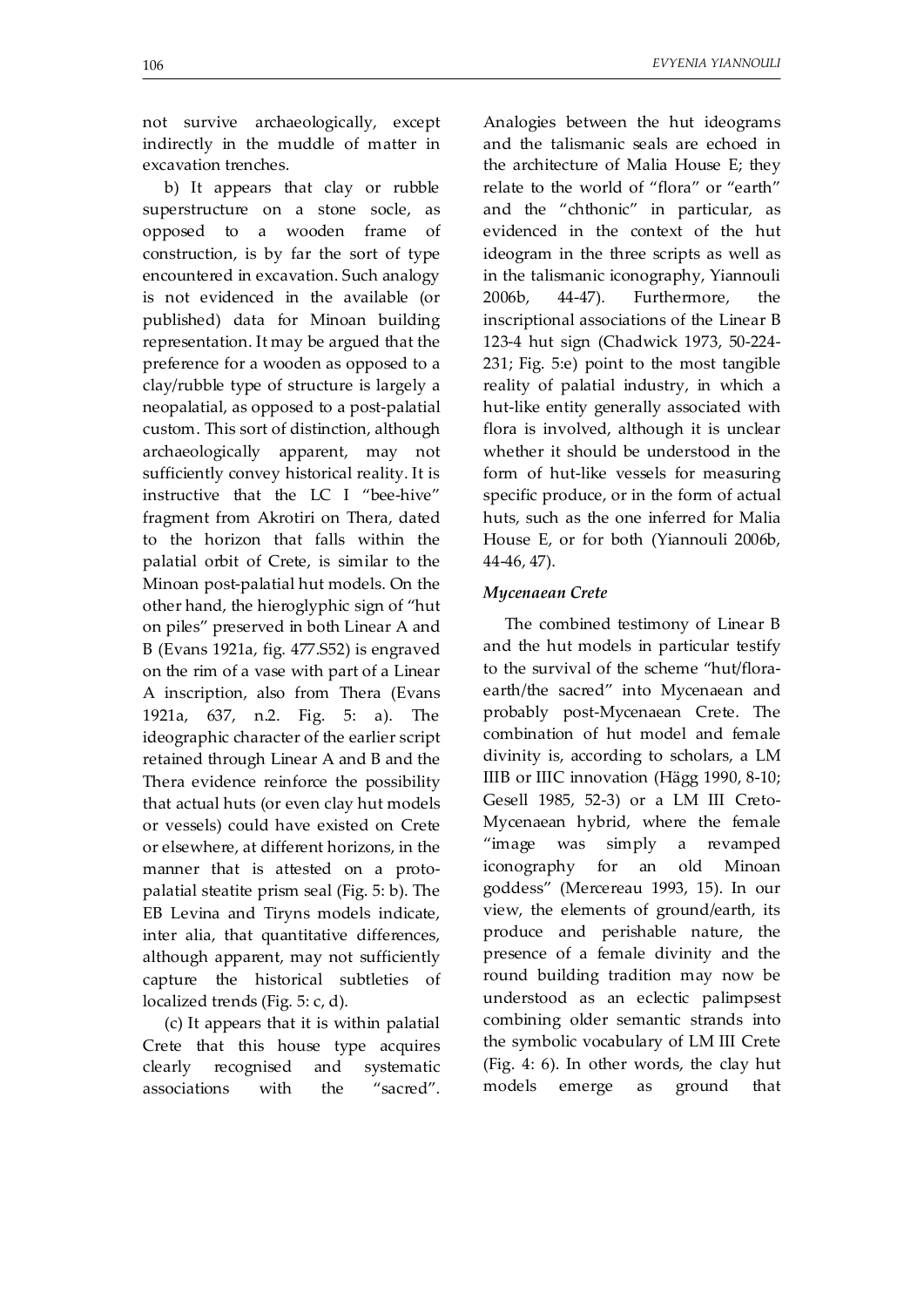not survive archaeologically, except indirectly in the muddle of matter in excavation trenches.

b) It appears that clay or rubble superstructure on a stone socle, as opposed to a wooden frame of construction, is by far the sort of type encountered in excavation. Such analogy is not evidenced in the available (or published) data for Minoan building representation. It may be argued that the preference for a wooden as opposed to a clay/rubble type of structure is largely a neopalatial, as opposed to a post-palatial custom. This sort of distinction, although archaeologically apparent, may not sufficiently convey historical reality. It is instructive that the LC I "bee-hive" fragment from Akrotiri on Thera, dated to the horizon that falls within the palatial orbit of Crete, is similar to the Minoan post-palatial hut models. On the other hand, the hieroglyphic sign of "hut on piles" preserved in both Linear A and B (Evans 1921a, fig. 477.S52) is engraved on the rim of a vase with part of a Linear A inscription, also from Thera (Evans 1921a, 637, n.2. Fig. 5: a). The ideographic character of the earlier script retained through Linear A and B and the Thera evidence reinforce the possibility that actual huts (or even clay hut models or vessels) could have existed on Crete or elsewhere, at different horizons, in the manner that is attested on a proto-palatial steatite prism seal (Fig. 5: b). The EB Levina and Tiryns models indicate, inter alia, that quantitative differences, although apparent, may not sufficiently capture the historical subtleties of localized trends (Fig. 5: c, d).

(c) It appears that it is within palatial Crete that this house type acquires clearly recognised and systematic associations with the "sacred". Analogies between the hut ideograms and the talismanic seals are echoed in the architecture of Malia House E; they relate to the world of "flora" or "earth" and the "chthonic" in particular, as evidenced in the context of the hut ideogram in the three scripts as well as in the talismanic iconography, Yiannouli 2006b, 44-47). Furthermore, the inscriptional associations of the Linear B 123-4 hut sign (Chadwick 1973, 50-224-231; Fig. 5:e) point to the most tangible reality of palatial industry, in which a hut-like entity generally associated with flora is involved, although it is unclear whether it should be understood in the form of hut-like vessels for measuring specific produce, or in the form of actual huts, such as the one inferred for Malia House E, or for both (Yiannouli 2006b, 44-46, 47).

### *Mycenaean Crete*

The combined testimony of Linear B and the hut models in particular testify to the survival of the scheme "hut/flora-earth/the sacred" into Mycenaean and probably post-Mycenaean Crete. The combination of hut model and female divinity is, according to scholars, a LM IIIB or IIIC innovation (Hägg 1990, 8-10; Gesell 1985, 52-3) or a LM III Creto-Mycenaean hybrid, where the female "image was simply a revamped iconography for an old Minoan goddess" (Mercereau 1993, 15). In our view, the elements of ground/earth, its produce and perishable nature, the presence of a female divinity and the round building tradition may now be understood as an eclectic palimpsest combining older semantic strands into the symbolic vocabulary of LM III Crete (Fig. 4: 6). In other words, the clay hut models emerge as ground that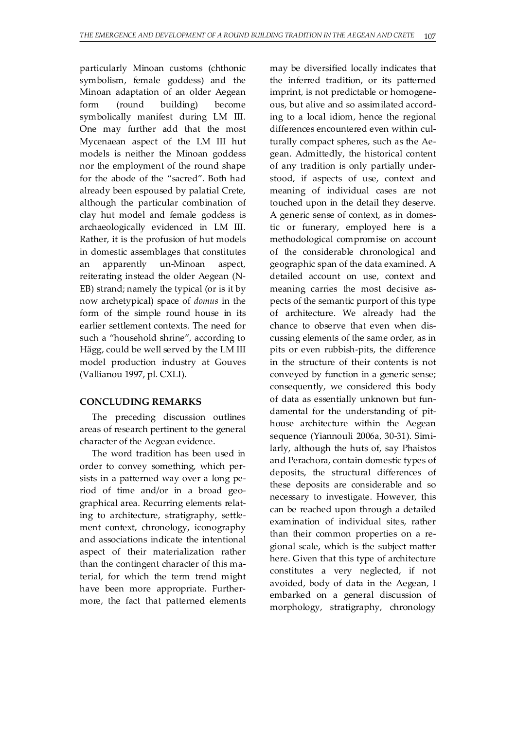particularly Minoan customs (chthonic symbolism, female goddess) and the Minoan adaptation of an older Aegean form (round building) become symbolically manifest during LM III. One may further add that the most Mycenaean aspect of the LM III hut models is neither the Minoan goddess nor the employment of the round shape for the abode of the "sacred". Both had already been espoused by palatial Crete, although the particular combination of clay hut model and female goddess is archaeologically evidenced in LM III. Rather, it is the profusion of hut models in domestic assemblages that constitutes an apparently un-Minoan aspect, reiterating instead the older Aegean (N-EB) strand; namely the typical (or is it by now archetypical) space of *domus* in the form of the simple round house in its earlier settlement contexts. The need for such a "household shrine", according to Hägg, could be well served by the LM III model production industry at Gouves (Vallianou 1997, pl. CXLI).

## CONCLUDING REMARKS

The preceding discussion outlines areas of research pertinent to the general character of the Aegean evidence.

The word tradition has been used in order to convey something, which persists in a patterned way over a long period of time and/or in a broad geographical area. Recurring elements relating to architecture, stratigraphy, settlement context, chronology, iconography and associations indicate the intentional aspect of their materialization rather than the contingent character of this material, for which the term trend might have been more appropriate. Furthermore, the fact that patterned elements may be diversified locally indicates that the inferred tradition, or its patterned imprint, is not predictable or homogeneous, but alive and so assimilated according to a local idiom, hence the regional differences encountered even within culturally compact spheres, such as the Aegean. Admittedly, the historical content of any tradition is only partially understood, if aspects of use, context and meaning of individual cases are not touched upon in the detail they deserve. A generic sense of context, as in domestic or funerary, employed here is a methodological compromise on account of the considerable chronological and geographic span of the data examined. A detailed account on use, context and meaning carries the most decisive aspects of the semantic purport of this type of architecture. We already had the chance to observe that even when discussing elements of the same order, as in pits or even rubbish-pits, the difference in the structure of their contents is not conveyed by function in a generic sense; consequently, we considered this body of data as essentially unknown but fundamental for the understanding of pit-house architecture within the Aegean sequence (Yiannouli 2006a, 30-31). Similarly, although the huts of, say Phaistos and Perachora, contain domestic types of deposits, the structural differences of these deposits are considerable and so necessary to investigate. However, this can be reached upon through a detailed examination of individual sites, rather than their common properties on a regional scale, which is the subject matter here. Given that this type of architecture constitutes a very neglected, if not avoided, body of data in the Aegean, I embarked on a general discussion of morphology, stratigraphy, chronology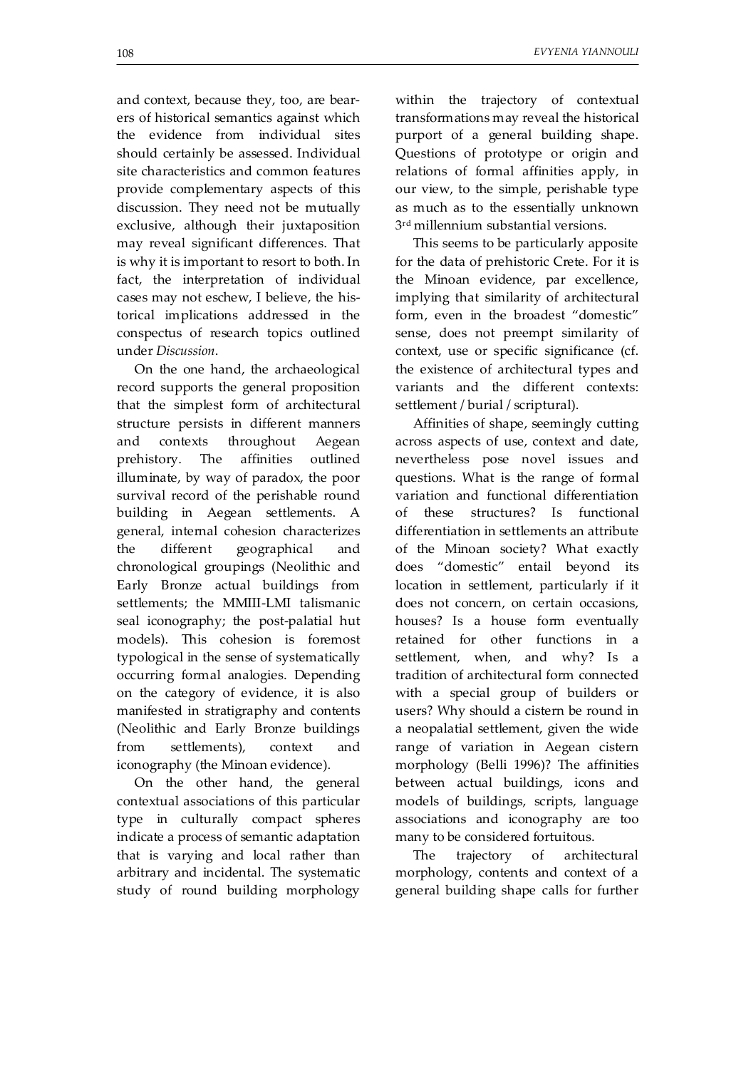and context, because they, too, are bearers of historical semantics against which the evidence from individual sites should certainly be assessed. Individual site characteristics and common features provide complementary aspects of this discussion. They need not be mutually exclusive, although their juxtaposition may reveal significant differences. That is why it is important to resort to both. In fact, the interpretation of individual cases may not eschew, I believe, the historical implications addressed in the conspectus of research topics outlined under *Discussion*.

On the one hand, the archaeological record supports the general proposition that the simplest form of architectural structure persists in different manners and contexts throughout Aegean prehistory. The affinities outlined illuminate, by way of paradox, the poor survival record of the perishable round building in Aegean settlements. A general, internal cohesion characterizes the different geographical and chronological groupings (Neolithic and Early Bronze actual buildings from settlements; the MMIII-LMI talismanic seal iconography; the post-palatial hut models). This cohesion is foremost typological in the sense of systematically occurring formal analogies. Depending on the category of evidence, it is also manifested in stratigraphy and contents (Neolithic and Early Bronze buildings from settlements), context and iconography (the Minoan evidence).

On the other hand, the general contextual associations of this particular type in culturally compact spheres indicate a process of semantic adaptation that is varying and local rather than arbitrary and incidental. The systematic study of round building morphology within the trajectory of contextual transformations may reveal the historical purport of a general building shape. Questions of prototype or origin and relations of formal affinities apply, in our view, to the simple, perishable type as much as to the essentially unknown 3rd millennium substantial versions.

This seems to be particularly apposite for the data of prehistoric Crete. For it is the Minoan evidence, par excellence, implying that similarity of architectural form, even in the broadest "domestic" sense, does not preempt similarity of context, use or specific significance (cf. the existence of architectural types and variants and the different contexts: settlement / burial / scriptural).

Affinities of shape, seemingly cutting across aspects of use, context and date, nevertheless pose novel issues and questions. What is the range of formal variation and functional differentiation of these structures? Is functional differentiation in settlements an attribute of the Minoan society? What exactly does "domestic" entail beyond its location in settlement, particularly if it does not concern, on certain occasions, houses? Is a house form eventually retained for other functions in a settlement, when, and why? Is a tradition of architectural form connected with a special group of builders or users? Why should a cistern be round in a neopalatial settlement, given the wide range of variation in Aegean cistern morphology (Belli 1996)? The affinities between actual buildings, icons and models of buildings, scripts, language associations and iconography are too many to be considered fortuitous.

The trajectory of architectural morphology, contents and context of a general building shape calls for further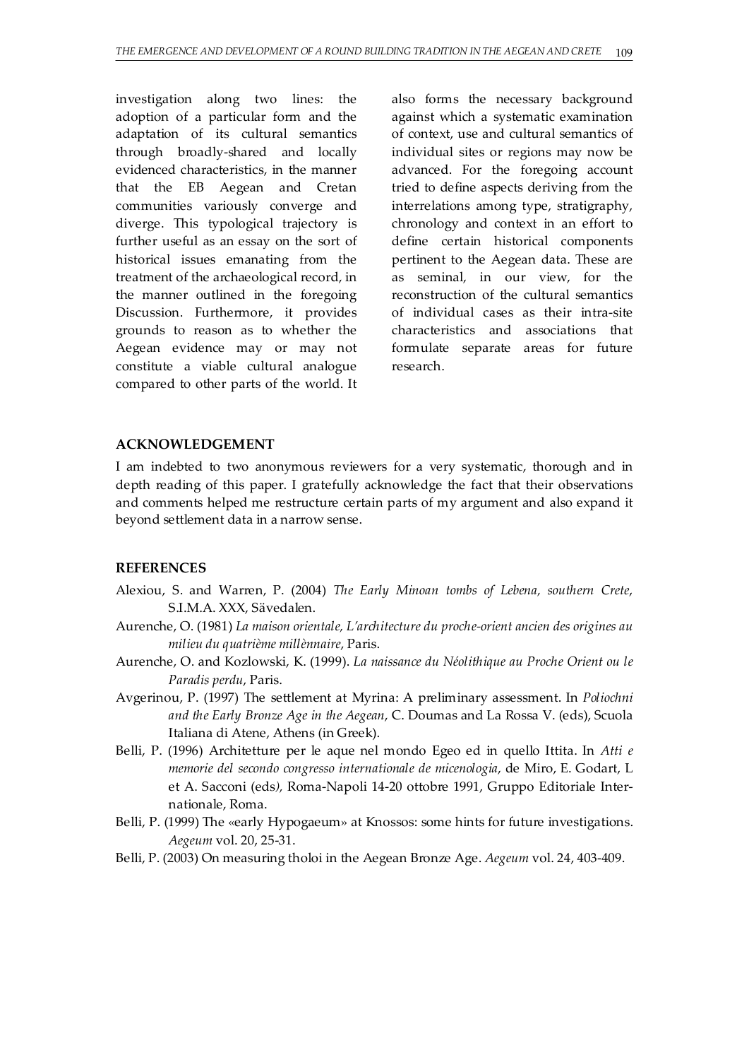investigation along two lines: the adoption of a particular form and the adaptation of its cultural semantics through broadly-shared and locally evidenced characteristics, in the manner that the EB Aegean and Cretan communities variously converge and diverge. This typological trajectory is further useful as an essay on the sort of historical issues emanating from the treatment of the archaeological record, in the manner outlined in the foregoing Discussion. Furthermore, it provides grounds to reason as to whether the Aegean evidence may or may not constitute a viable cultural analogue compared to other parts of the world. It also forms the necessary background against which a systematic examination of context, use and cultural semantics of individual sites or regions may now be advanced. For the foregoing account tried to define aspects deriving from the interrelations among type, stratigraphy, chronology and context in an effort to define certain historical components pertinent to the Aegean data. These are as seminal, in our view, for the reconstruction of the cultural semantics of individual cases as their intra-site characteristics and associations that formulate separate areas for future research.

## ACKNOWLEDGEMENT

I am indebted to two anonymous reviewers for a very systematic, thorough and in depth reading of this paper. I gratefully acknowledge the fact that their observations and comments helped me restructure certain parts of my argument and also expand it beyond settlement data in a narrow sense.

## REFERENCES

Alexiou, S. and Warren, P. (2004) *The Early Minoan tombs of Lebena, southern Crete*, S.I.M.A. XXX, Sävedalen.

Aurenche, O. (1981) *La maison orientale, L'architecture du proche-orient ancien des origines au milieu du quatrième millènnaire*, Paris.

Aurenche, O. and Kozlowski, K. (1999). *La naissance du Néolithique au Proche Orient ou le Paradis perdu*, Paris.

Avgerinou, P. (1997) The settlement at Myrina: A preliminary assessment. In *Poliochni and the Early Bronze Age in the Aegean*, C. Doumas and La Rossa V. (eds), Scuola Italiana di Atene, Athens (in Greek).

Belli, P. (1996) Architetture per le aque nel mondo Egeo ed in quello Ittita. In *Atti e memorie del secondo congresso internationale de micenologia*, de Miro, E. Godart, L et A. Sacconi (eds), Roma-Napoli 14-20 ottobre 1991, Gruppo Editoriale Internationale, Roma.

Belli, P. (1999) The «early Hypogaeum» at Knossos: some hints for future investigations. *Aegeum* vol. 20, 25-31.

Belli, P. (2003) On measuring tholoi in the Aegean Bronze Age. *Aegeum* vol. 24, 403-409.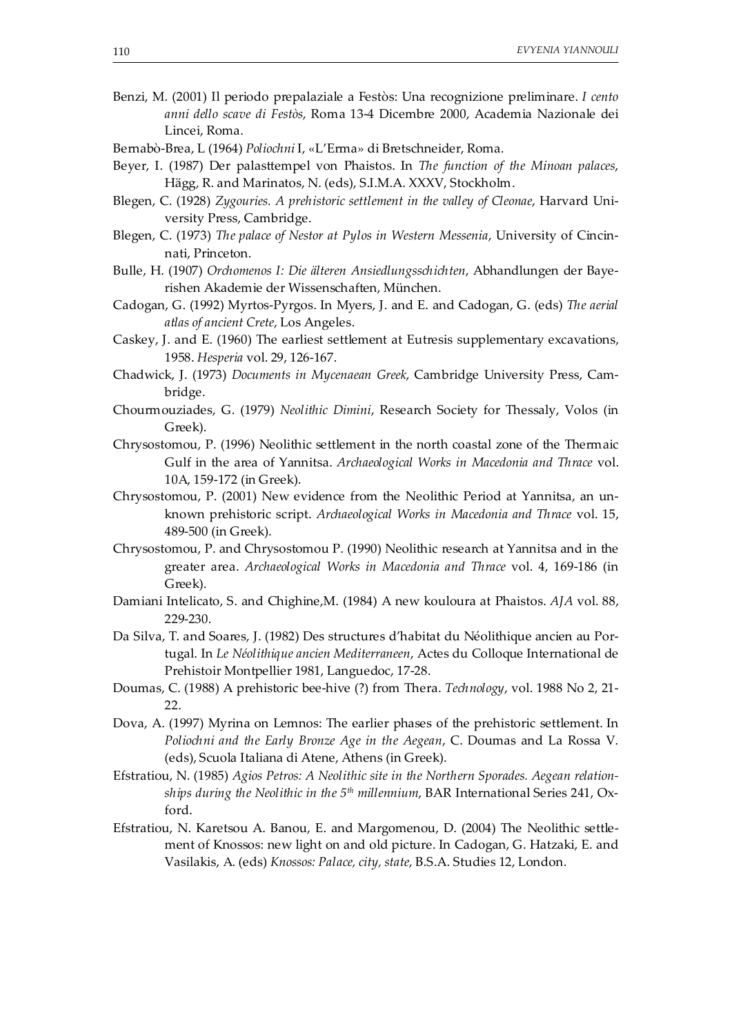Benzi, M. (2001) Il periodo prepalaziale a Festòs: Una recognizione preliminare. *I cento anni dello scave di Festòs*, Roma 13-4 Dicembre 2000, Academia Nazionale dei Lincei, Roma.

Bernabò-Brea, L (1964) *Poliochni* I, «L'Erma» di Bretschneider, Roma.

Beyer, I. (1987) Der palasttempel von Phaistos. In *The function of the Minoan palaces*, Hägg, R. and Marinatos, N. (eds), S.I.M.A. XXXV, Stockholm.

Blegen, C. (1928) *Zygouries. A prehistoric settlement in the valley of Cleonae*, Harvard University Press, Cambridge.

Blegen, C. (1973) *The palace of Nestor at Pylos in Western Messenia*, University of Cincinnati, Princeton.

Bulle, H. (1907) *Orchomenos I: Die älteren Ansiedlungsschichten*, Abhandlungen der Bayerishen Akademie der Wissenschaften, München.

Cadogan, G. (1992) Myrtos-Pyrgos. In Myers, J. and E. and Cadogan, G. (eds) *The aerial atlas of ancient Crete*, Los Angeles.

Caskey, J. and E. (1960) The earliest settlement at Eutresis supplementary excavations, 1958. *Hesperia* vol. 29, 126-167.

Chadwick, J. (1973) *Documents in Mycenaean Greek*, Cambridge University Press, Cambridge.

Chourmouziades, G. (1979) *Neolithic Dimini*, Research Society for Thessaly, Volos (in Greek).

Chrysostomou, P. (1996) Neolithic settlement in the north coastal zone of the Thermaic Gulf in the area of Yannitsa. *Archaeological Works in Macedonia and Thrace* vol. 10A, 159-172 (in Greek).

Chrysostomou, P. (2001) New evidence from the Neolithic Period at Yannitsa, an unknown prehistoric script. *Archaeological Works in Macedonia and Thrace* vol. 15, 489-500 (in Greek).

Chrysostomou, P. and Chrysostomou P. (1990) Neolithic research at Yannitsa and in the greater area. *Archaeological Works in Macedonia and Thrace* vol. 4, 169-186 (in Greek).

Damiani Intelicato, S. and Chighine,M. (1984) A new kouloura at Phaistos. *AJA* vol. 88, 229-230.

Da Silva, T. and Soares, J. (1982) Des structures d'habitat du Néolithique ancien au Portugal. In *Le Néolithique ancien Mediterraneen*, Actes du Colloque International de Prehistoir Montpellier 1981, Languedoc, 17-28.

Doumas, C. (1988) A prehistoric bee-hive (?) from Thera. *Technology*, vol. 1988 No 2, 21-22.

Dova, A. (1997) Myrina on Lemnos: The earlier phases of the prehistoric settlement. In *Poliochni and the Early Bronze Age in the Aegean*, C. Doumas and La Rossa V. (eds), Scuola Italiana di Atene, Athens (in Greek).

Efstratiou, N. (1985) *Agios Petros: A Neolithic site in the Northern Sporades. Aegean relationships during the Neolithic in the 5th millennium*, BAR International Series 241, Oxford.

Efstratiou, N. Karetsou A. Banou, E. and Margomenou, D. (2004) The Neolithic settlement of Knossos: new light on and old picture. In Cadogan, G. Hatzaki, E. and Vasilakis, A. (eds) *Knossos: Palace, city, state*, B.S.A. Studies 12, London.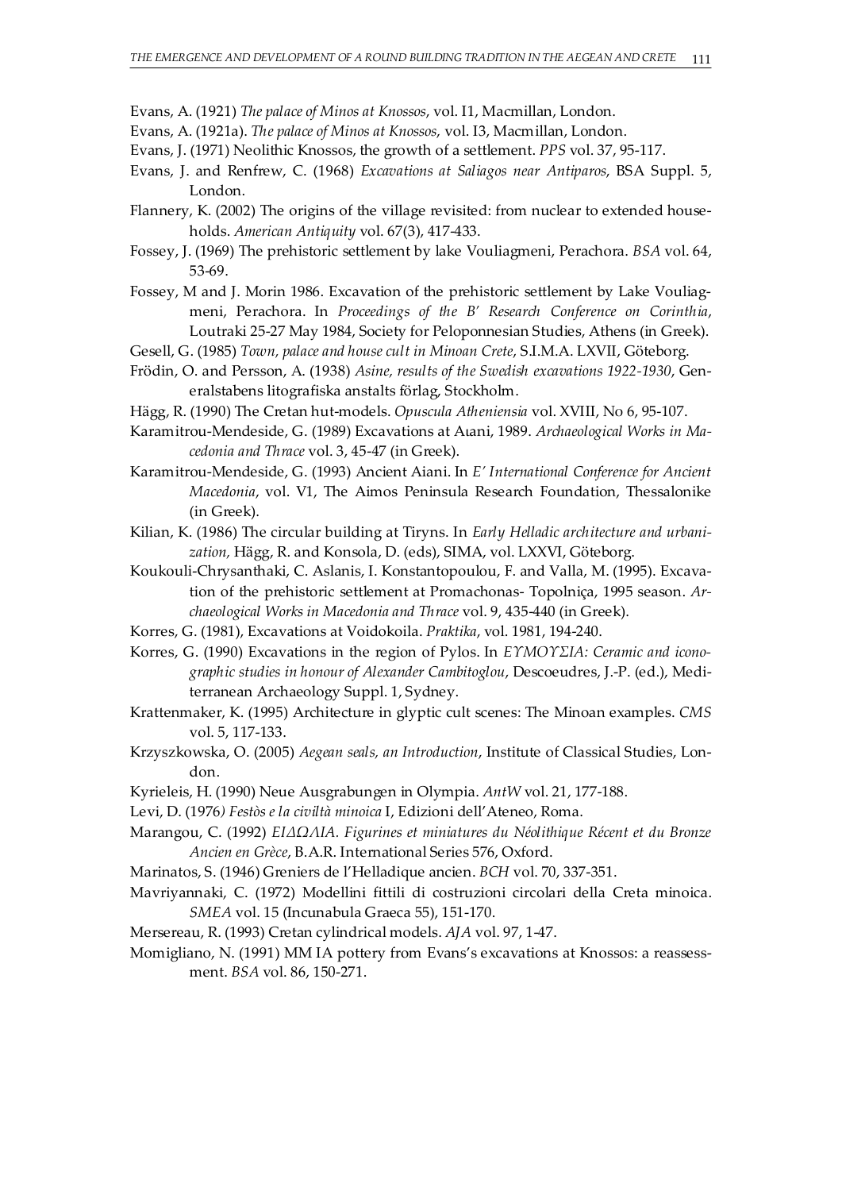Evans, A. (1921) *The palace of Minos at Knossos*, vol. I1, Macmillan, London.

Evans, A. (1921a). *The palace of Minos at Knossos*, vol. I3, Macmillan, London.

Evans, J. (1971) Neolithic Knossos, the growth of a settlement. *PPS* vol. 37, 95-117.

Evans, J. and Renfrew, C. (1968) *Excavations at Saliagos near Antiparos*, BSA Suppl. 5, London.

Flannery, K. (2002) The origins of the village revisited: from nuclear to extended households. *American Antiquity* vol. 67(3), 417-433.

Fossey, J. (1969) The prehistoric settlement by lake Vouliagmeni, Perachora. *BSA* vol. 64, 53-69.

Fossey, M and J. Morin 1986. Excavation of the prehistoric settlement by Lake Vouliagmeni, Perachora. In *Proceedings of the B' Research Conference on Corinthia*, Loutraki 25-27 May 1984, Society for Peloponnesian Studies, Athens (in Greek).

Gesell, G. (1985) *Town, palace and house cult in Minoan Crete*, S.I.M.A. LXVII, Göteborg.

Frödin, O. and Persson, A. (1938) *Asine, results of the Swedish excavations 1922-1930*, Generalstabens litografiska anstalts förlag, Stockholm.

Hägg, R. (1990) The Cretan hut-models. *Opuscula Atheniensia* vol. XVIII, No 6, 95-107.

Karamitrou-Mendeside, G. (1989) Excavations at Aιani, 1989. *Archaeological Works in Macedonia and Thrace* vol. 3, 45-47 (in Greek).

Karamitrou-Mendeside, G. (1993) Ancient Aiani. In *E' International Conference for Ancient Macedonia*, vol. V1, The Aimos Peninsula Research Foundation, Thessalonike (in Greek).

Kilian, K. (1986) The circular building at Tiryns. In *Early Helladic architecture and urbanization,* Hägg, R. and Konsola, D. (eds), SIMA, vol. LXXVI, Göteborg.

Koukouli-Chrysanthaki, C. Aslanis, I. Konstantopoulou, F. and Valla, M. (1995). Excavation of the prehistoric settlement at Promachonas- Topolniça, 1995 season. *Archaeological Works in Macedonia and Thrace* vol. 9, 435-440 (in Greek).

Korres, G. (1981), Excavations at Voidokoila. *Praktika*, vol. 1981, 194-240.

Korres, G. (1990) Excavations in the region of Pylos. In *ΕΥΜΟΥΣΙΑ: Ceramic and iconographic studies in honour of Alexander Cambitoglou*, Descoeudres, J.-P. (ed.), Mediterranean Archaeology Suppl. 1, Sydney.

Krattenmaker, K. (1995) Architecture in glyptic cult scenes: The Minoan examples. *CMS* vol. 5, 117-133.

Krzyszkowska, O. (2005) *Aegean seals, an Introduction*, Institute of Classical Studies, London.

Kyrieleis, H. (1990) Neue Ausgrabungen in Olympia. *AntW* vol. 21, 177-188.

Levi, D. (1976*) Festòs e la civiltà minoica* I, Edizioni dell'Ateneo, Roma.

Marangou, C. (1992) *ΕΙΔΩΛΙΑ. Figurines et miniatures du Néolithique Récent et du Bronze Ancien en Grèce*, B.A.R. International Series 576, Oxford.

Marinatos, S. (1946) Greniers de l'Helladique ancien. *BCH* vol. 70, 337-351.

Mavriyannaki, C. (1972) Modellini fittili di costruzioni circolari della Creta minoica. *SMEA* vol. 15 (Incunabula Graeca 55), 151-170.

Mersereau, R. (1993) Cretan cylindrical models. *AJA* vol. 97, 1-47.

Momigliano, N. (1991) MM IA pottery from Evans's excavations at Knossos: a reassessment. *BSA* vol. 86, 150-271.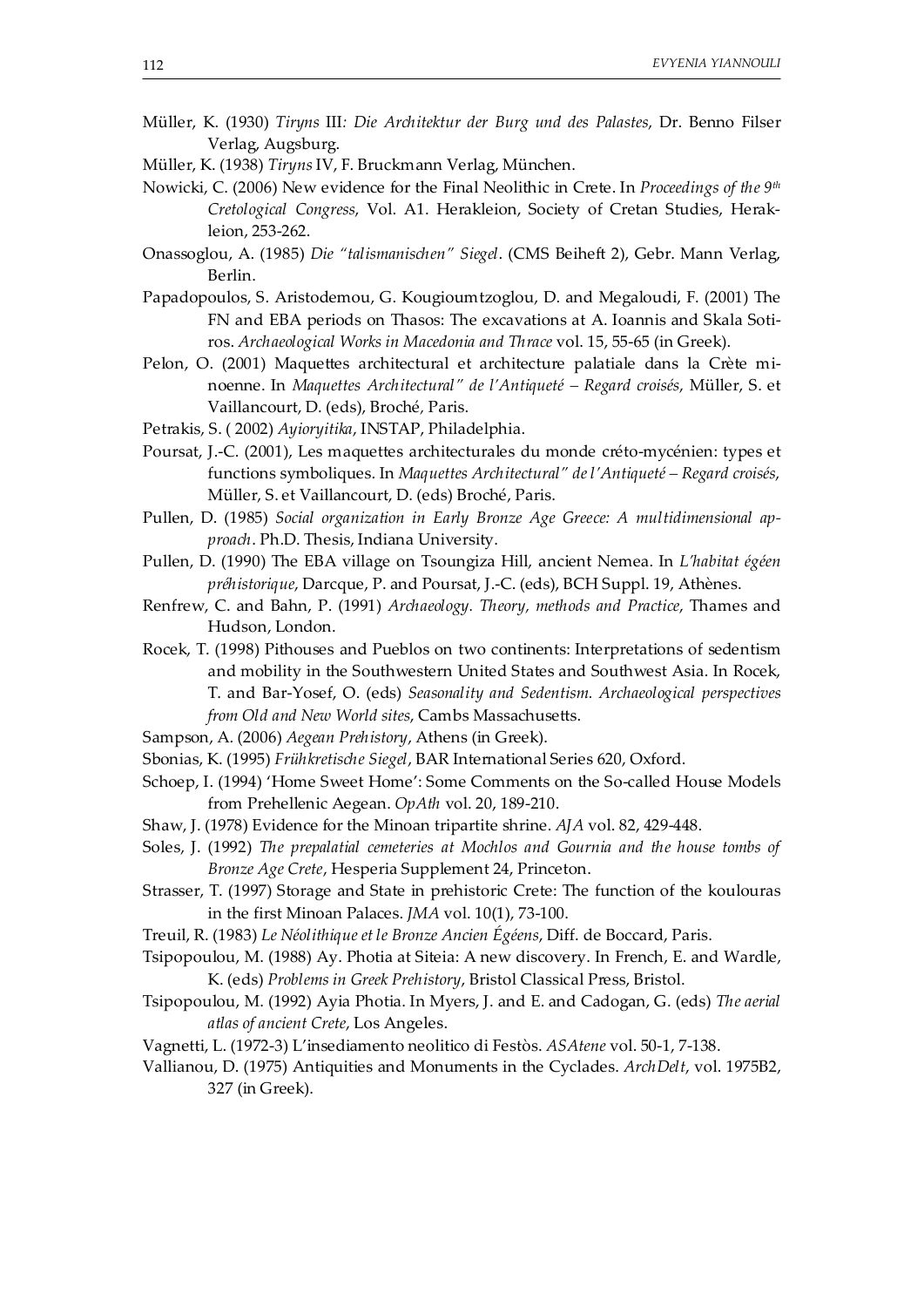Müller, K. (1930) *Tiryns* III*: Die Architektur der Burg und des Palastes*, Dr. Benno Filser Verlag, Augsburg.

Müller, K. (1938) *Tiryns* IV, F. Bruckmann Verlag, München.

Nowicki, C. (2006) New evidence for the Final Neolithic in Crete. In *Proceedings of the 9th Cretological Congress*, Vol. A1. Herakleion, Society of Cretan Studies, Herakleion, 253-262.

Onassoglou, A. (1985) *Die "talismanischen" Siegel*. (CMS Beiheft 2), Gebr. Mann Verlag, Berlin.

Papadopoulos, S. Aristodemou, G. Kougioumtzoglou, D. and Megaloudi, F. (2001) The FN and EBA periods on Thasos: The excavations at A. Ioannis and Skala Sotiros. *Archaeological Works in Macedonia and Thrace* vol. 15, 55-65 (in Greek).

Pelon, O. (2001) Maquettes architectural et architecture palatiale dans la Crète minoenne. In *Maquettes Architectural" de l'Antiqueté – Regard croisés*, Müller, S. et Vaillancourt, D. (eds), Broché, Paris.

Petrakis, S. ( 2002) *Ayioryitika*, INSTAP, Philadelphia.

Poursat, J.-C. (2001), Les maquettes architecturales du monde créto-mycénien: types et functions symboliques. In *Maquettes Architectural" de l'Antiqueté – Regard croisés*, Müller, S. et Vaillancourt, D. (eds) Broché, Paris.

Pullen, D. (1985) *Social organization in Early Bronze Age Greece: A multidimensional approach*. Ph.D. Thesis, Indiana University.

Pullen, D. (1990) The EBA village on Tsoungiza Hill, ancient Nemea. In *L'habitat égéen préhistorique*, Darcque, P. and Poursat, J.-C. (eds), BCH Suppl. 19, Athènes.

Renfrew, C. and Bahn, P. (1991) *Archaeology. Theory, methods and Practice*, Thames and Hudson, London.

Rocek, T. (1998) Pithouses and Pueblos on two continents: Interpretations of sedentism and mobility in the Southwestern United States and Southwest Asia. In Rocek, T. and Bar-Yosef, O. (eds) *Seasonality and Sedentism. Archaeological perspectives from Old and New World sites*, Cambs Massachusetts.

Sampson, A. (2006) *Aegean Prehistory*, Athens (in Greek).

Sbonias, K. (1995) *Frühkretische Siegel*, BAR International Series 620, Oxford.

Schoep, I. (1994) 'Home Sweet Home': Some Comments on the So-called House Models from Prehellenic Aegean. *OpAth* vol. 20, 189-210.

Shaw, J. (1978) Evidence for the Minoan tripartite shrine. *AJA* vol. 82, 429-448.

Soles, J. (1992) *The prepalatial cemeteries at Mochlos and Gournia and the house tombs of Bronze Age Crete*, Hesperia Supplement 24, Princeton.

Strasser, T. (1997) Storage and State in prehistoric Crete: The function of the koulouras in the first Minoan Palaces. *JMA* vol. 10(1), 73-100.

Treuil, R. (1983) *Le Néolithique et le Bronze Ancien Égéens*, Diff. de Boccard, Paris.

Tsipopoulou, M. (1988) Ay. Photia at Siteia: A new discovery. In French, E. and Wardle, K. (eds) *Problems in Greek Prehistory*, Bristol Classical Press, Bristol.

Tsipopoulou, M. (1992) Ayia Photia. In Myers, J. and E. and Cadogan, G. (eds) *The aerial atlas of ancient Crete*, Los Angeles.

Vagnetti, L. (1972-3) L'insediamento neolitico di Festòs. *ASAtene* vol. 50-1, 7-138.

Vallianou, D. (1975) Antiquities and Monuments in the Cyclades. *ArchDelt*, vol. 1975B2, 327 (in Greek).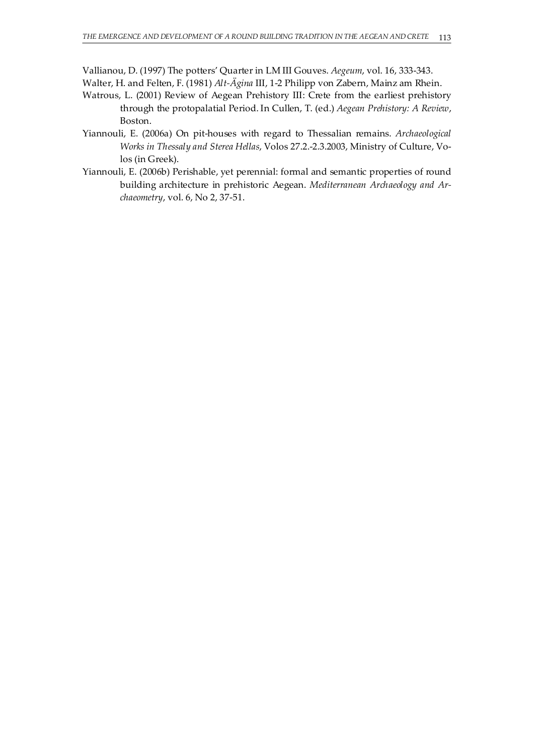Vallianou, D. (1997) The potters' Quarter in LM III Gouves. *Aegeum*, vol. 16, 333-343.

Walter, H. and Felten, F. (1981) *Alt-Ägina* III, 1-2 Philipp von Zabern, Mainz am Rhein.

Watrous, L. (2001) Review of Aegean Prehistory III: Crete from the earliest prehistory through the protopalatial Period. In Cullen, T. (ed.) *Aegean Prehistory: A Review*, Boston.

Yiannouli, E. (2006a) On pit-houses with regard to Thessalian remains. *Archaeological Works in Thessaly and Sterea Hellas*, Volos 27.2.-2.3.2003, Ministry of Culture, Volos (in Greek).

Yiannouli, E. (2006b) Perishable, yet perennial: formal and semantic properties of round building architecture in prehistoric Aegean. *Mediterranean Archaeology and Archaeometry*, vol. 6, No 2, 37-51.